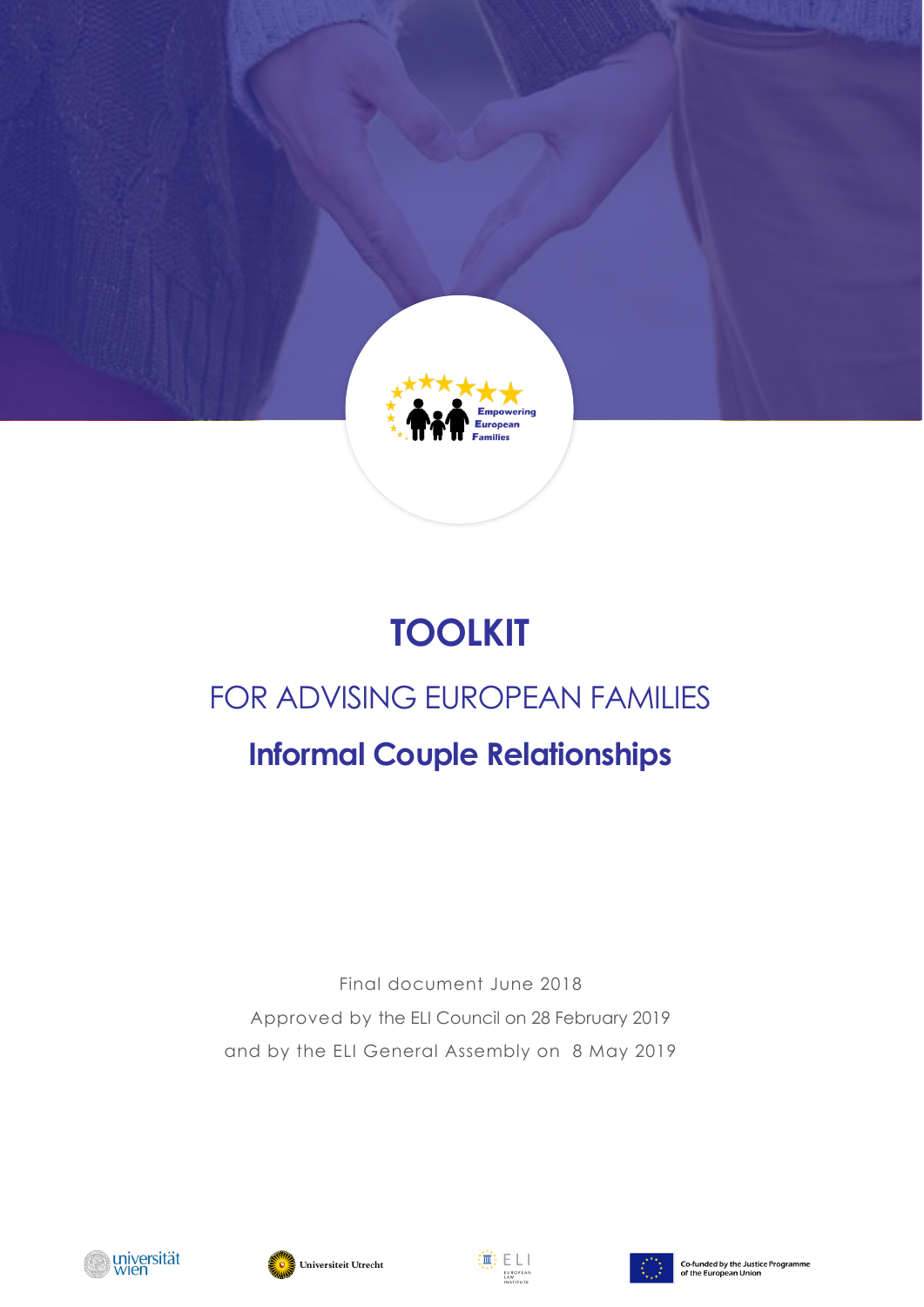# TOOLKIT

## FOR ADVISING EUROPEAN FAMILIES

## Informal Couple Relationships

Final document June 2018

Approved by the ELI Council on 28 February 2019

and by the ELI General Assembly on 8 May 2019

Co-funded by the Justice Programme of the European Union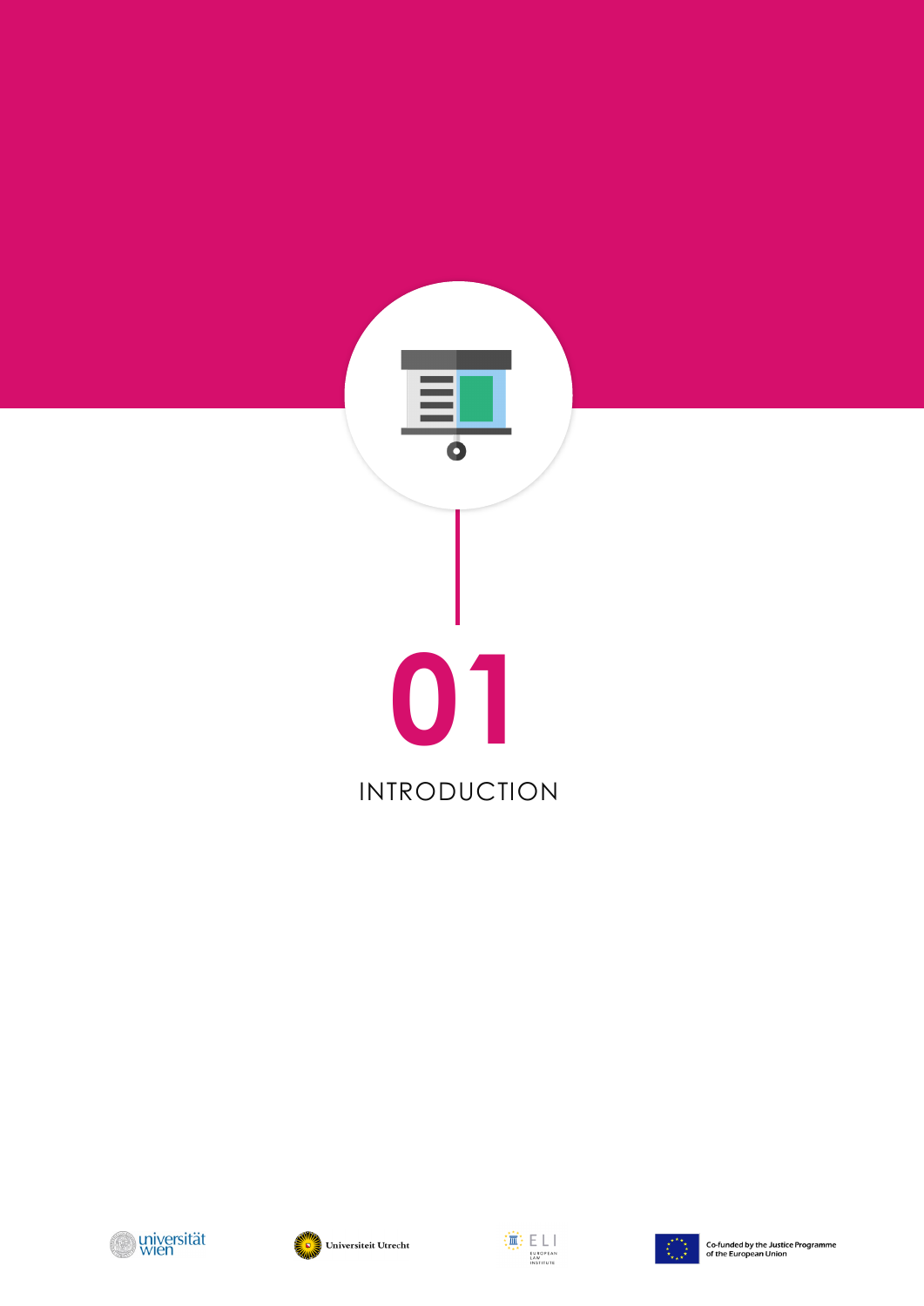# 01 INTRODUCTION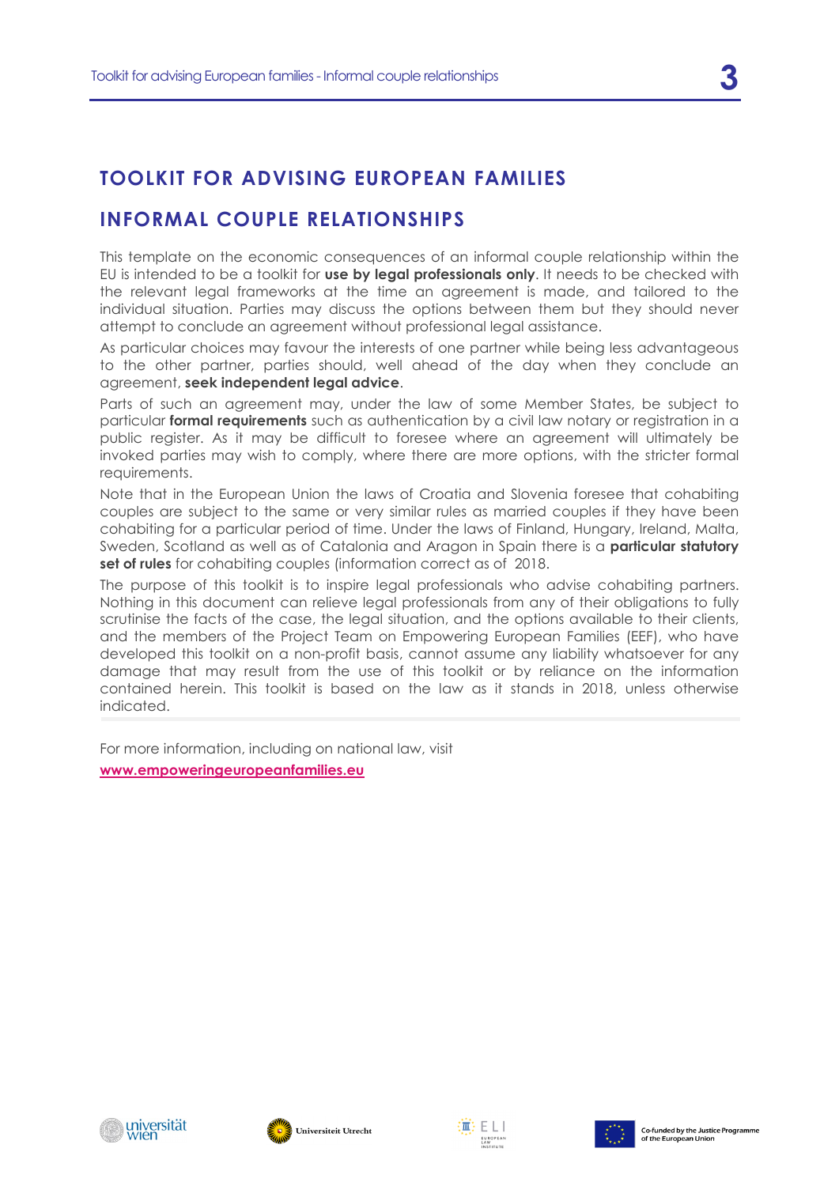# TOOLKIT FOR ADVISING EUROPEAN FAMILIES

## INFORMAL COUPLE RELATIONSHIPS

This template on the economic consequences of an informal couple relationship within the EU is intended to be a toolkit for **use by legal professionals only**. It needs to be checked with the relevant legal frameworks at the time an agreement is made, and tailored to the individual situation. Parties may discuss the options between them but they should never attempt to conclude an agreement without professional legal assistance.

As particular choices may favour the interests of one partner while being less advantageous to the other partner, parties should, well ahead of the day when they conclude an agreement, **seek independent legal advice**.

Parts of such an agreement may, under the law of some Member States, be subject to particular **formal requirements** such as authentication by a civil law notary or registration in a public register. As it may be difficult to foresee where an agreement will ultimately be invoked parties may wish to comply, where there are more options, with the stricter formal requirements.

Note that in the European Union the laws of Croatia and Slovenia foresee that cohabiting couples are subject to the same or very similar rules as married couples if they have been cohabiting for a particular period of time. Under the laws of Finland, Hungary, Ireland, Malta, Sweden, Scotland as well as of Catalonia and Aragon in Spain there is a **particular statutory set of rules** for cohabiting couples (information correct as of 2018.

The purpose of this toolkit is to inspire legal professionals who advise cohabiting partners. Nothing in this document can relieve legal professionals from any of their obligations to fully scrutinise the facts of the case, the legal situation, and the options available to their clients, and the members of the Project Team on Empowering European Families (EEF), who have developed this toolkit on a non-profit basis, cannot assume any liability whatsoever for any damage that may result from the use of this toolkit or by reliance on the information contained herein. This toolkit is based on the law as it stands in 2018, unless otherwise indicated.

For more information, including on national law, visit

**www.empoweringeuropeanfamilies.eu**

Co-funded by the Justice Programme of the European Union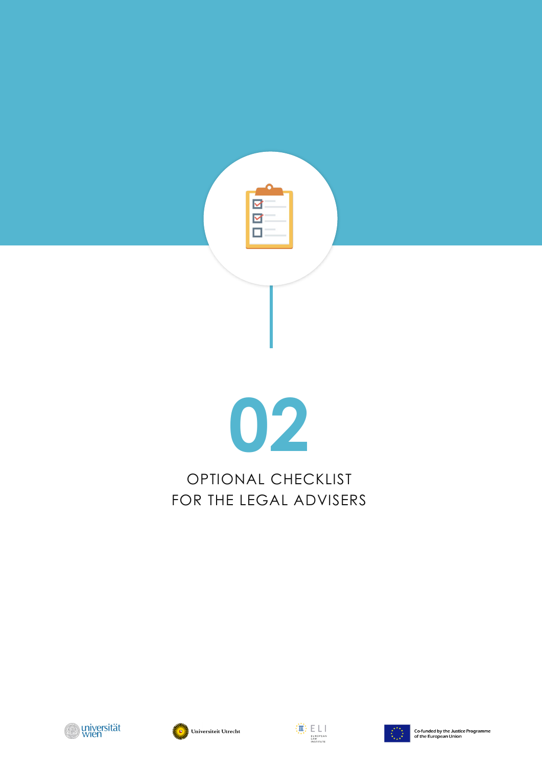# 02

# OPTIONAL CHECKLIST FOR THE LEGAL ADVISERS

universität wien

Universiteit Utrecht

ELI EUROPEAN LAW INSTITUTE

Co-funded by the Justice Programme of the European Union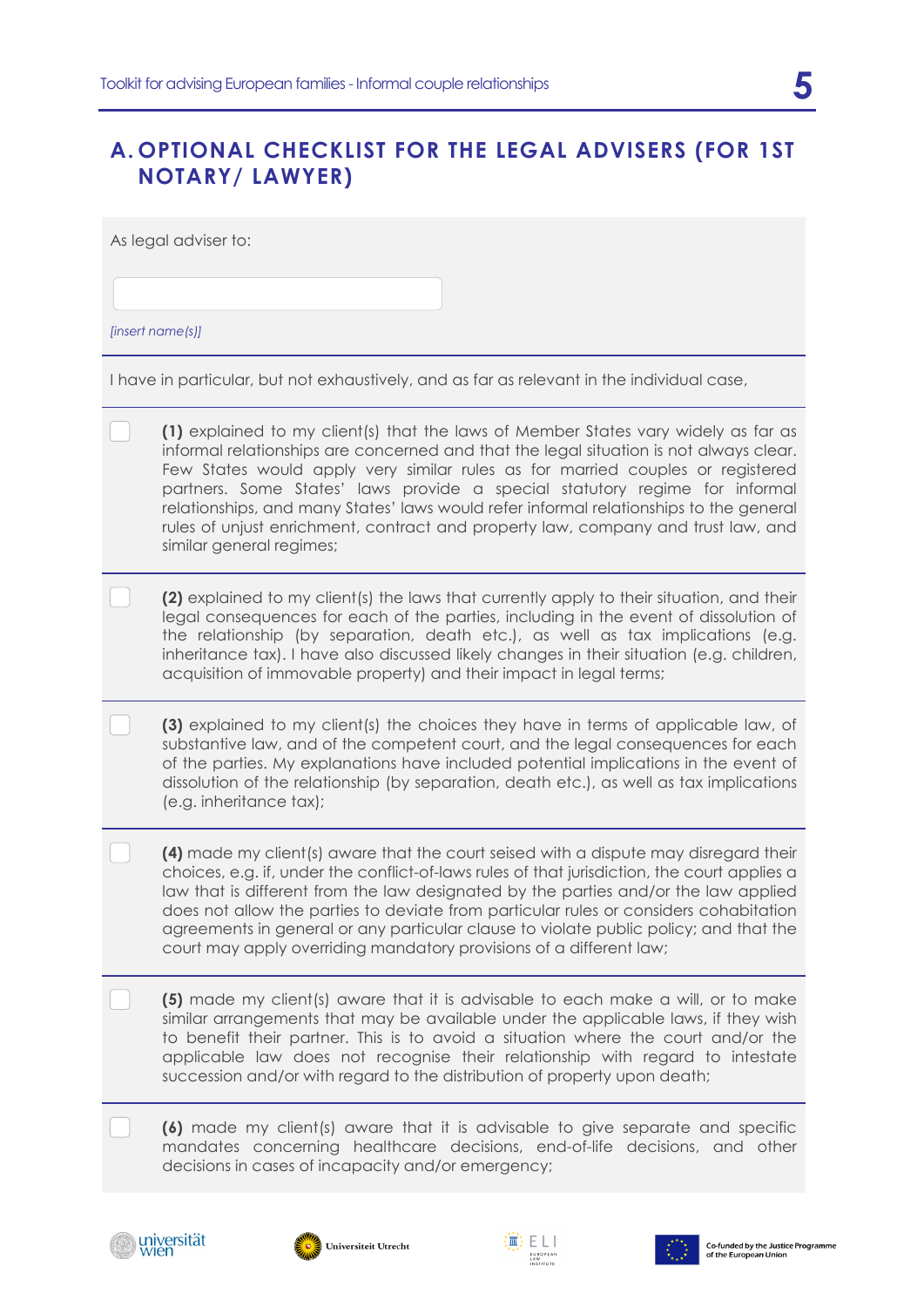## A. OPTIONAL CHECKLIST FOR THE LEGAL ADVISERS (FOR 1ST NOTARY/ LAWYER)

As legal adviser to:

*[insert name(s)]*

I have in particular, but not exhaustively, and as far as relevant in the individual case,

- ☐ **(1)** explained to my client(s) that the laws of Member States vary widely as far as informal relationships are concerned and that the legal situation is not always clear. Few States would apply very similar rules as for married couples or registered partners. Some States' laws provide a special statutory regime for informal relationships, and many States' laws would refer informal relationships to the general rules of unjust enrichment, contract and property law, company and trust law, and similar general regimes;

- ☐ **(2)** explained to my client(s) the laws that currently apply to their situation, and their legal consequences for each of the parties, including in the event of dissolution of the relationship (by separation, death etc.), as well as tax implications (e.g. inheritance tax). I have also discussed likely changes in their situation (e.g. children, acquisition of immovable property) and their impact in legal terms;

- ☐ **(3)** explained to my client(s) the choices they have in terms of applicable law, of substantive law, and of the competent court, and the legal consequences for each of the parties. My explanations have included potential implications in the event of dissolution of the relationship (by separation, death etc.), as well as tax implications (e.g. inheritance tax);

- ☐ **(4)** made my client(s) aware that the court seised with a dispute may disregard their choices, e.g. if, under the conflict-of-laws rules of that jurisdiction, the court applies a law that is different from the law designated by the parties and/or the law applied does not allow the parties to deviate from particular rules or considers cohabitation agreements in general or any particular clause to violate public policy; and that the court may apply overriding mandatory provisions of a different law;

- ☐ **(5)** made my client(s) aware that it is advisable to each make a will, or to make similar arrangements that may be available under the applicable laws, if they wish to benefit their partner. This is to avoid a situation where the court and/or the applicable law does not recognise their relationship with regard to intestate succession and/or with regard to the distribution of property upon death;

- ☐ **(6)** made my client(s) aware that it is advisable to give separate and specific mandates concerning healthcare decisions, end-of-life decisions, and other decisions in cases of incapacity and/or emergency;

universität wien | Universiteit Utrecht | ELI European Law Institute | Co-funded by the Justice Programme of the European Union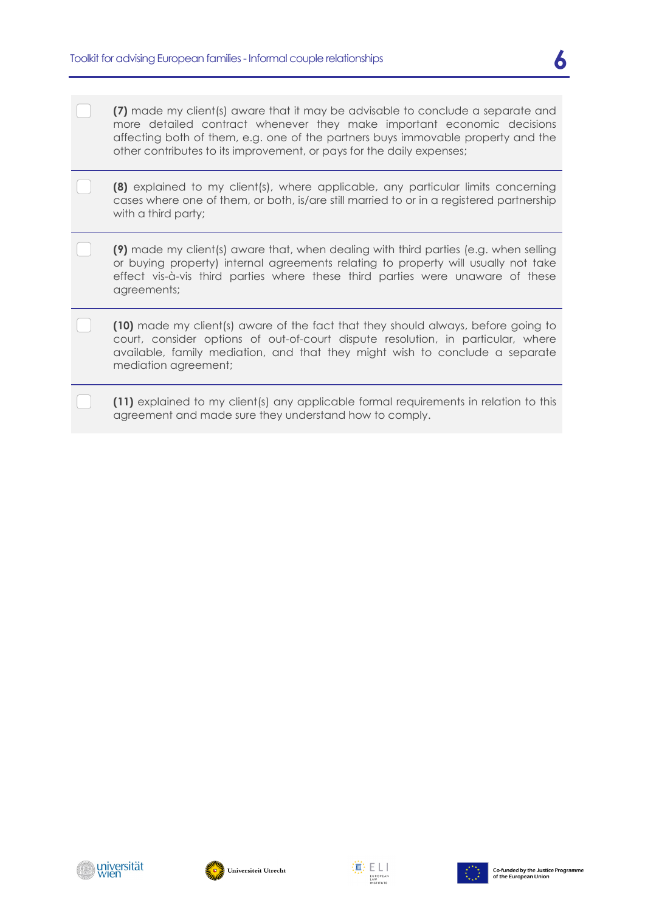- [ ] **(7)** made my client(s) aware that it may be advisable to conclude a separate and more detailed contract whenever they make important economic decisions affecting both of them, e.g. one of the partners buys immovable property and the other contributes to its improvement, or pays for the daily expenses;

- [ ] **(8)** explained to my client(s), where applicable, any particular limits concerning cases where one of them, or both, is/are still married to or in a registered partnership with a third party;

- [ ] **(9)** made my client(s) aware that, when dealing with third parties (e.g. when selling or buying property) internal agreements relating to property will usually not take effect vis-à-vis third parties where these third parties were unaware of these agreements;

- [ ] **(10)** made my client(s) aware of the fact that they should always, before going to court, consider options of out-of-court dispute resolution, in particular, where available, family mediation, and that they might wish to conclude a separate mediation agreement;

- [ ] **(11)** explained to my client(s) any applicable formal requirements in relation to this agreement and made sure they understand how to comply.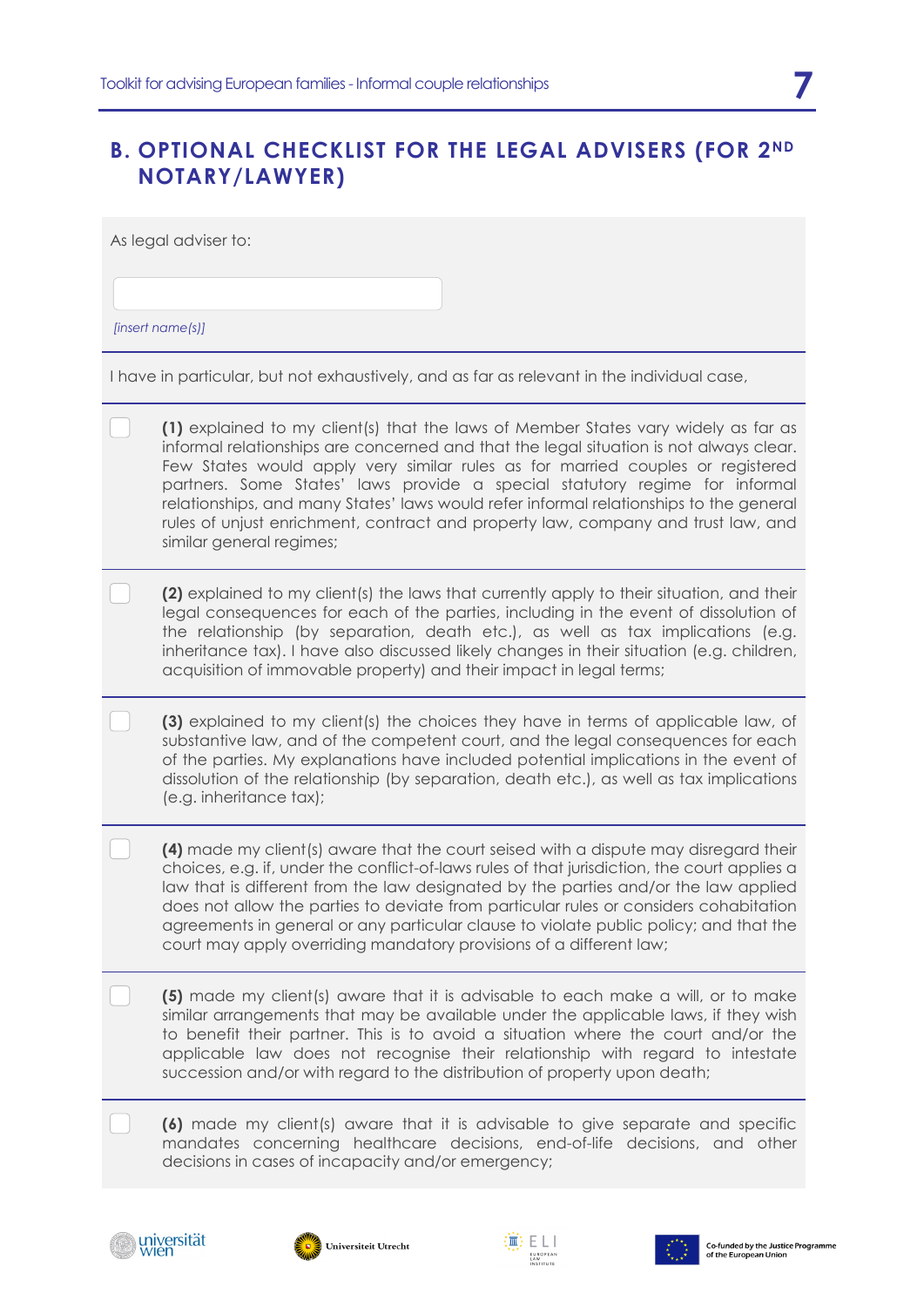## B. OPTIONAL CHECKLIST FOR THE LEGAL ADVISERS (FOR 2ND NOTARY/LAWYER)

As legal adviser to:

[insert name(s)]

I have in particular, but not exhaustively, and as far as relevant in the individual case,

- [ ] **(1)** explained to my client(s) that the laws of Member States vary widely as far as informal relationships are concerned and that the legal situation is not always clear. Few States would apply very similar rules as for married couples or registered partners. Some States' laws provide a special statutory regime for informal relationships, and many States' laws would refer informal relationships to the general rules of unjust enrichment, contract and property law, company and trust law, and similar general regimes;

- [ ] **(2)** explained to my client(s) the laws that currently apply to their situation, and their legal consequences for each of the parties, including in the event of dissolution of the relationship (by separation, death etc.), as well as tax implications (e.g. inheritance tax). I have also discussed likely changes in their situation (e.g. children, acquisition of immovable property) and their impact in legal terms;

- [ ] **(3)** explained to my client(s) the choices they have in terms of applicable law, of substantive law, and of the competent court, and the legal consequences for each of the parties. My explanations have included potential implications in the event of dissolution of the relationship (by separation, death etc.), as well as tax implications (e.g. inheritance tax);

- [ ] **(4)** made my client(s) aware that the court seised with a dispute may disregard their choices, e.g. if, under the conflict-of-laws rules of that jurisdiction, the court applies a law that is different from the law designated by the parties and/or the law applied does not allow the parties to deviate from particular rules or considers cohabitation agreements in general or any particular clause to violate public policy; and that the court may apply overriding mandatory provisions of a different law;

- [ ] **(5)** made my client(s) aware that it is advisable to each make a will, or to make similar arrangements that may be available under the applicable laws, if they wish to benefit their partner. This is to avoid a situation where the court and/or the applicable law does not recognise their relationship with regard to intestate succession and/or with regard to the distribution of property upon death;

- [ ] **(6)** made my client(s) aware that it is advisable to give separate and specific mandates concerning healthcare decisions, end-of-life decisions, and other decisions in cases of incapacity and/or emergency;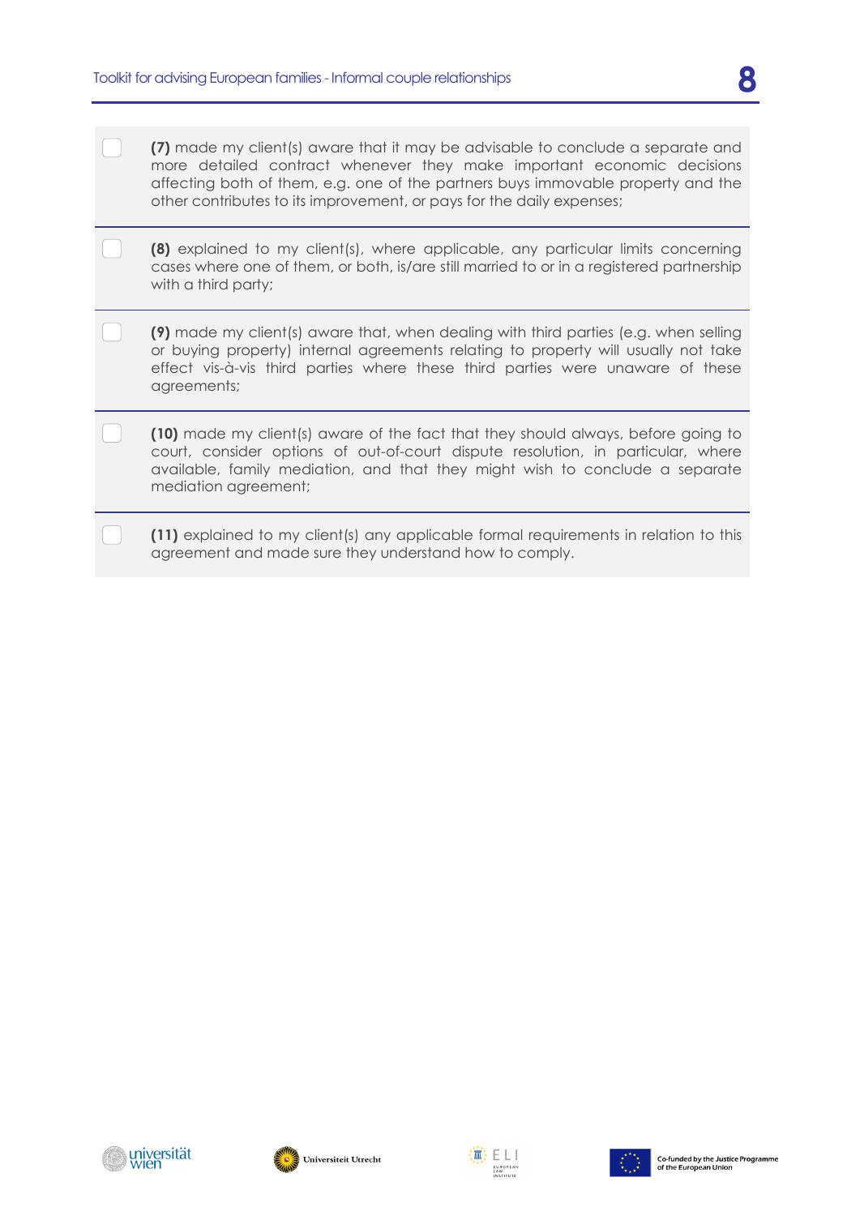- [ ] **(7)** made my client(s) aware that it may be advisable to conclude a separate and more detailed contract whenever they make important economic decisions affecting both of them, e.g. one of the partners buys immovable property and the other contributes to its improvement, or pays for the daily expenses;

- [ ] **(8)** explained to my client(s), where applicable, any particular limits concerning cases where one of them, or both, is/are still married to or in a registered partnership with a third party;

- [ ] **(9)** made my client(s) aware that, when dealing with third parties (e.g. when selling or buying property) internal agreements relating to property will usually not take effect vis-à-vis third parties where these third parties were unaware of these agreements;

- [ ] **(10)** made my client(s) aware of the fact that they should always, before going to court, consider options of out-of-court dispute resolution, in particular, where available, family mediation, and that they might wish to conclude a separate mediation agreement;

- [ ] **(11)** explained to my client(s) any applicable formal requirements in relation to this agreement and made sure they understand how to comply.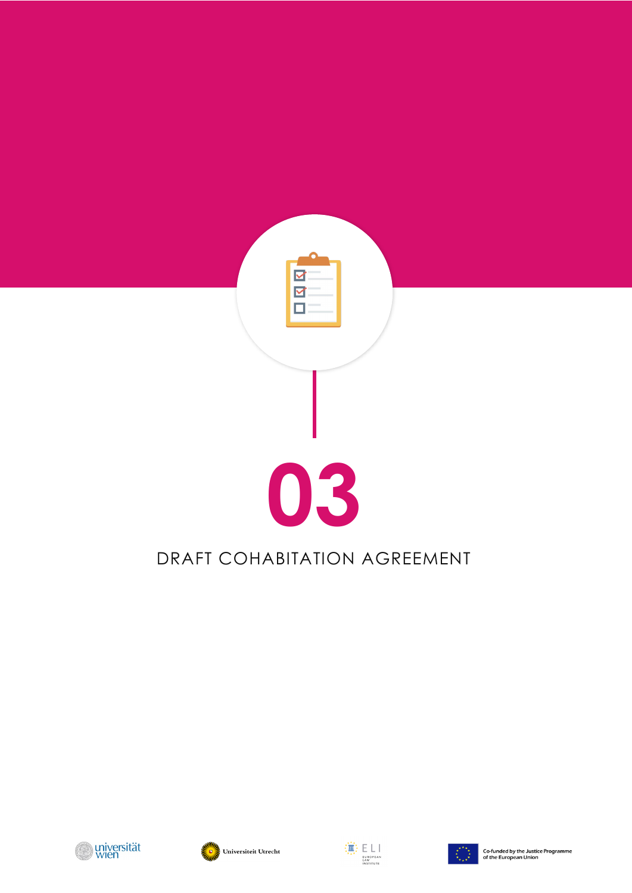# 03

## DRAFT COHABITATION AGREEMENT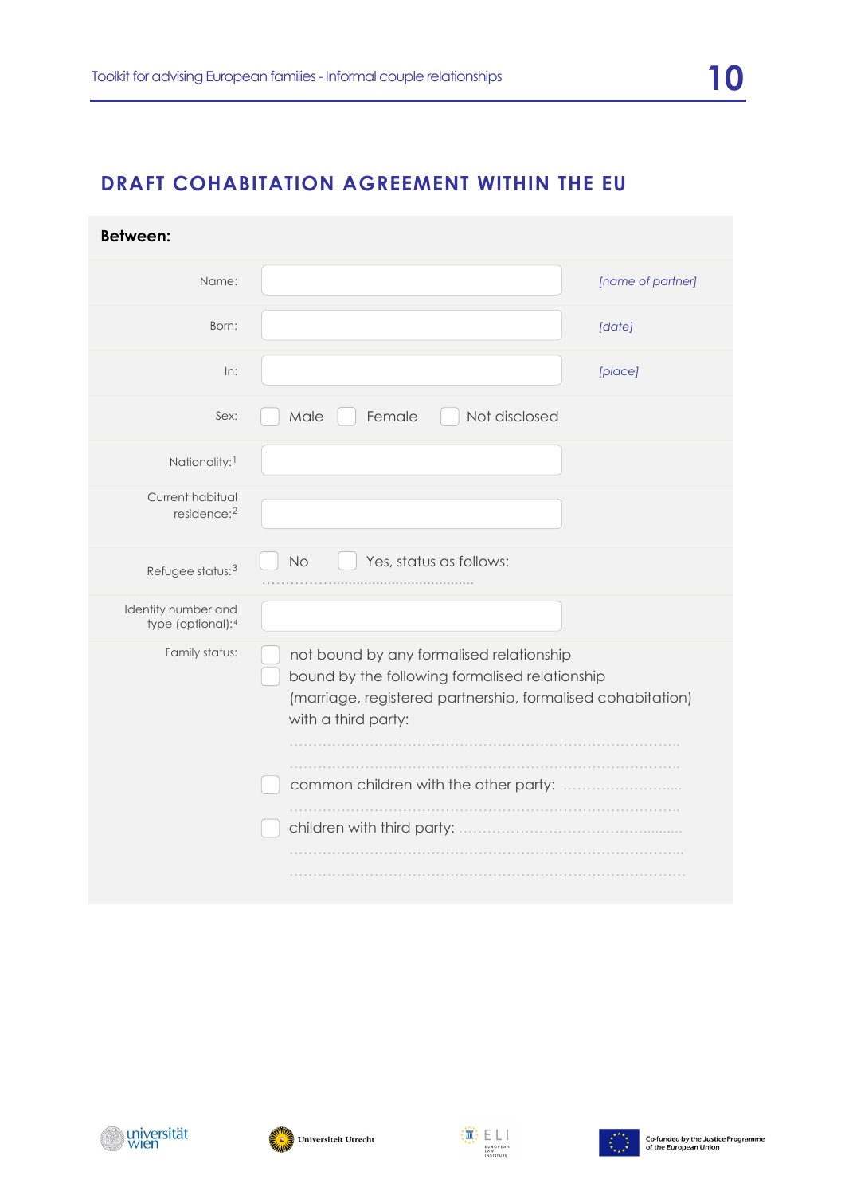## DRAFT COHABITATION AGREEMENT WITHIN THE EU

**Between:**

| | | |
|---|---|---|
| Name: | | *[name of partner]* |
| Born: | | *[date]* |
| In: | | *[place]* |
| Sex: | ☐ Male ☐ Female ☐ Not disclosed | |
| Nationality:[1] | | |
| Current habitual residence:[2] | | |
| Refugee status:[3] | ☐ No ☐ Yes, status as follows: ................................................ | |
| Identity number and type (optional):[4] | | |
| Family status: | ☐ not bound by any formalised relationship<br>☐ bound by the following formalised relationship (marriage, registered partnership, formalised cohabitation) with a third party: ......................................................................................................................................................................................<br>☐ common children with the other party: ................................................................................................<br>☐ children with third party: .............................................................................................................................................................................................. | |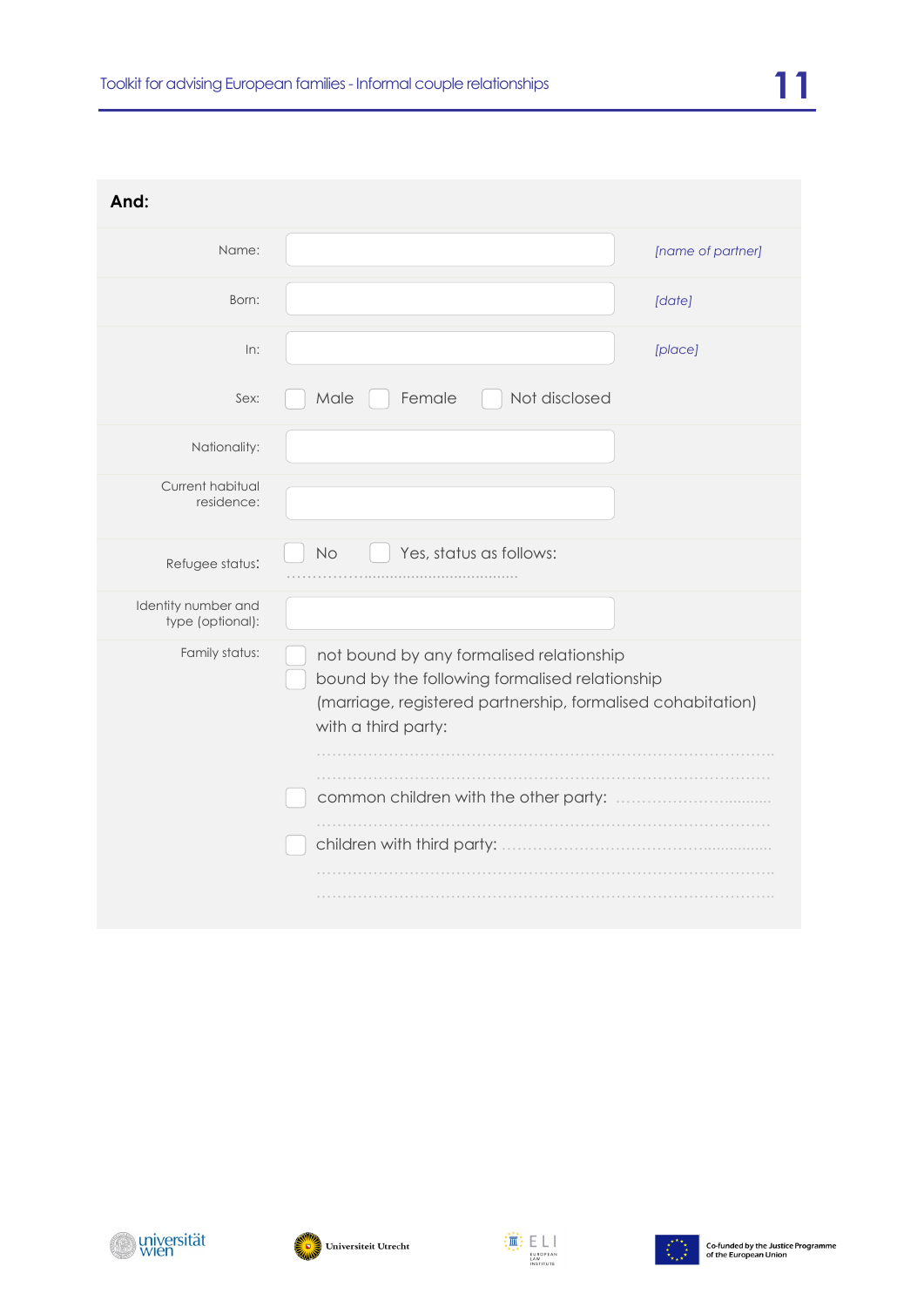**And:**

| | | |
|---|---|---|
| Name: | | *[name of partner]* |
| Born: | | *[date]* |
| In: | | *[place]* |
| Sex: | ☐ Male ☐ Female ☐ Not disclosed | |
| Nationality: | | |
| Current habitual residence: | | |
| Refugee status: | ☐ No ☐ Yes, status as follows: ……………………………………… | |
| Identity number and type (optional): | | |

Family status:

- ☐ not bound by any formalised relationship
- ☐ bound by the following formalised relationship (marriage, registered partnership, formalised cohabitation) with a third party:

……………………………………………………………………………………………

……………………………………………………………………………………………

- ☐ common children with the other party: ……………………………

……………………………………………………………………………………………

- ☐ children with third party: ……………………………………………………

……………………………………………………………………………………………

……………………………………………………………………………………………

Co-funded by the Justice Programme of the European Union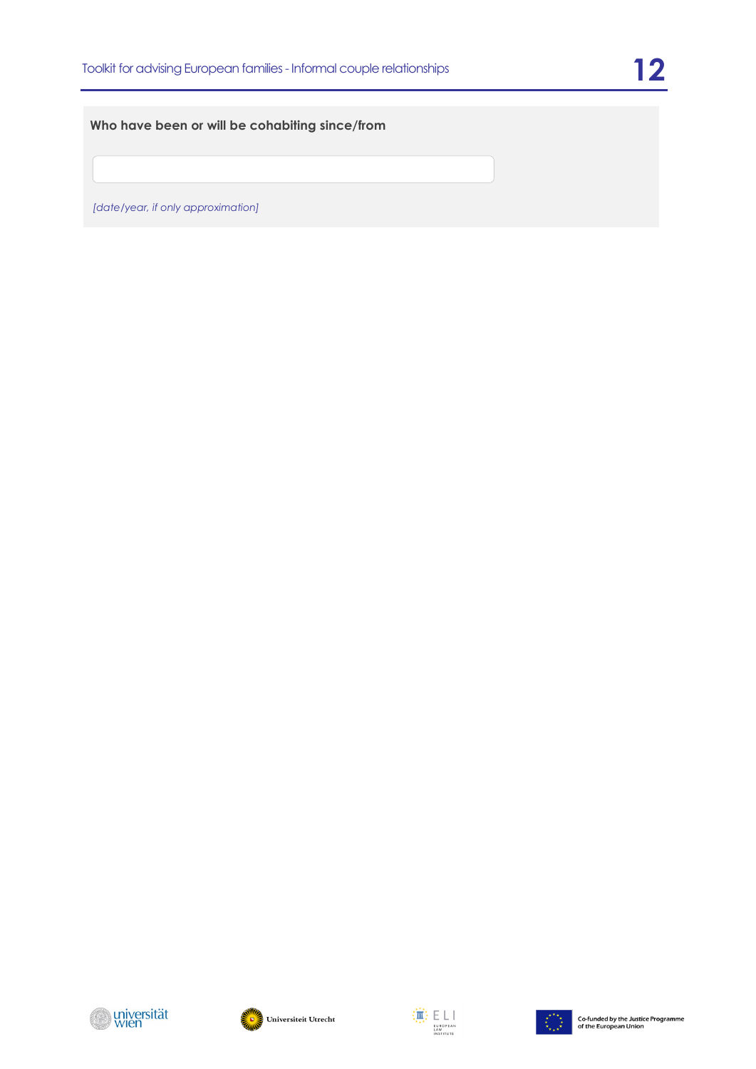**Who have been or will be cohabiting since/from**

*[date/year, if only approximation]*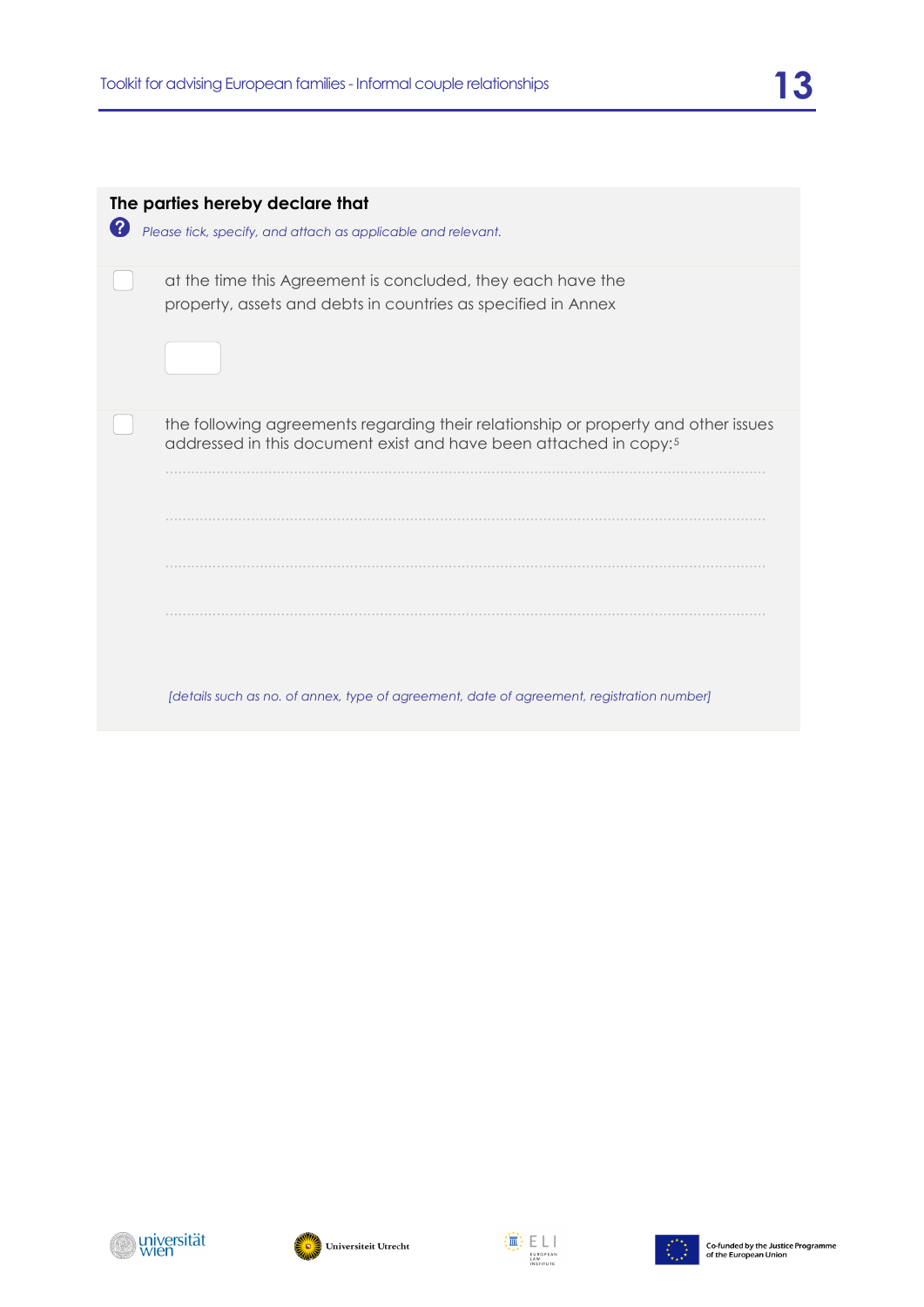**The parties hereby declare that**

*Please tick, specify, and attach as applicable and relevant.*

- [ ] at the time this Agreement is concluded, they each have the property, assets and debts in countries as specified in Annex ______

- [ ] the following agreements regarding their relationship or property and other issues addressed in this document exist and have been attached in copy:[5]

.......................................................................................................

.......................................................................................................

.......................................................................................................

.......................................................................................................

*[details such as no. of annex, type of agreement, date of agreement, registration number]*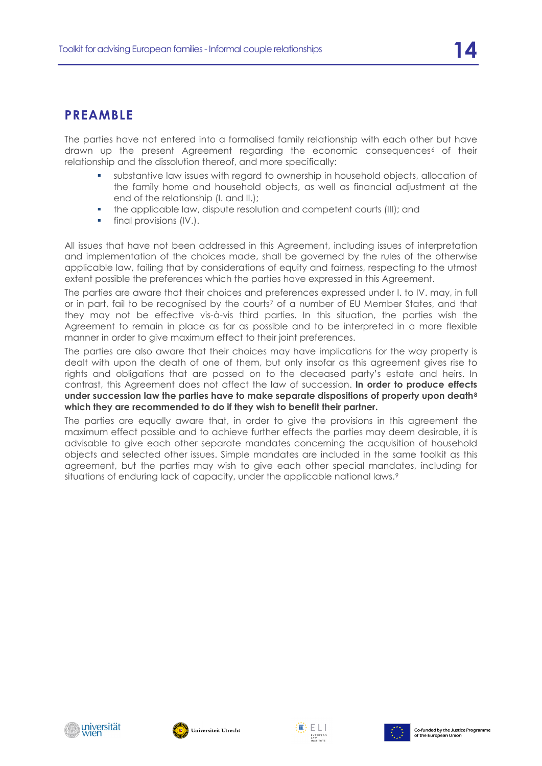## PREAMBLE

The parties have not entered into a formalised family relationship with each other but have drawn up the present Agreement regarding the economic consequences[6] of their relationship and the dissolution thereof, and more specifically:

- substantive law issues with regard to ownership in household objects, allocation of the family home and household objects, as well as financial adjustment at the end of the relationship (I. and II.);
- the applicable law, dispute resolution and competent courts (III); and
- final provisions (IV.).

All issues that have not been addressed in this Agreement, including issues of interpretation and implementation of the choices made, shall be governed by the rules of the otherwise applicable law, failing that by considerations of equity and fairness, respecting to the utmost extent possible the preferences which the parties have expressed in this Agreement.

The parties are aware that their choices and preferences expressed under I. to IV. may, in full or in part, fail to be recognised by the courts[7] of a number of EU Member States, and that they may not be effective vis-à-vis third parties. In this situation, the parties wish the Agreement to remain in place as far as possible and to be interpreted in a more flexible manner in order to give maximum effect to their joint preferences.

The parties are also aware that their choices may have implications for the way property is dealt with upon the death of one of them, but only insofar as this agreement gives rise to rights and obligations that are passed on to the deceased party's estate and heirs. In contrast, this Agreement does not affect the law of succession. **In order to produce effects under succession law the parties have to make separate dispositions of property upon death[8] which they are recommended to do if they wish to benefit their partner.**

The parties are equally aware that, in order to give the provisions in this agreement the maximum effect possible and to achieve further effects the parties may deem desirable, it is advisable to give each other separate mandates concerning the acquisition of household objects and selected other issues. Simple mandates are included in the same toolkit as this agreement, but the parties may wish to give each other special mandates, including for situations of enduring lack of capacity, under the applicable national laws.[9]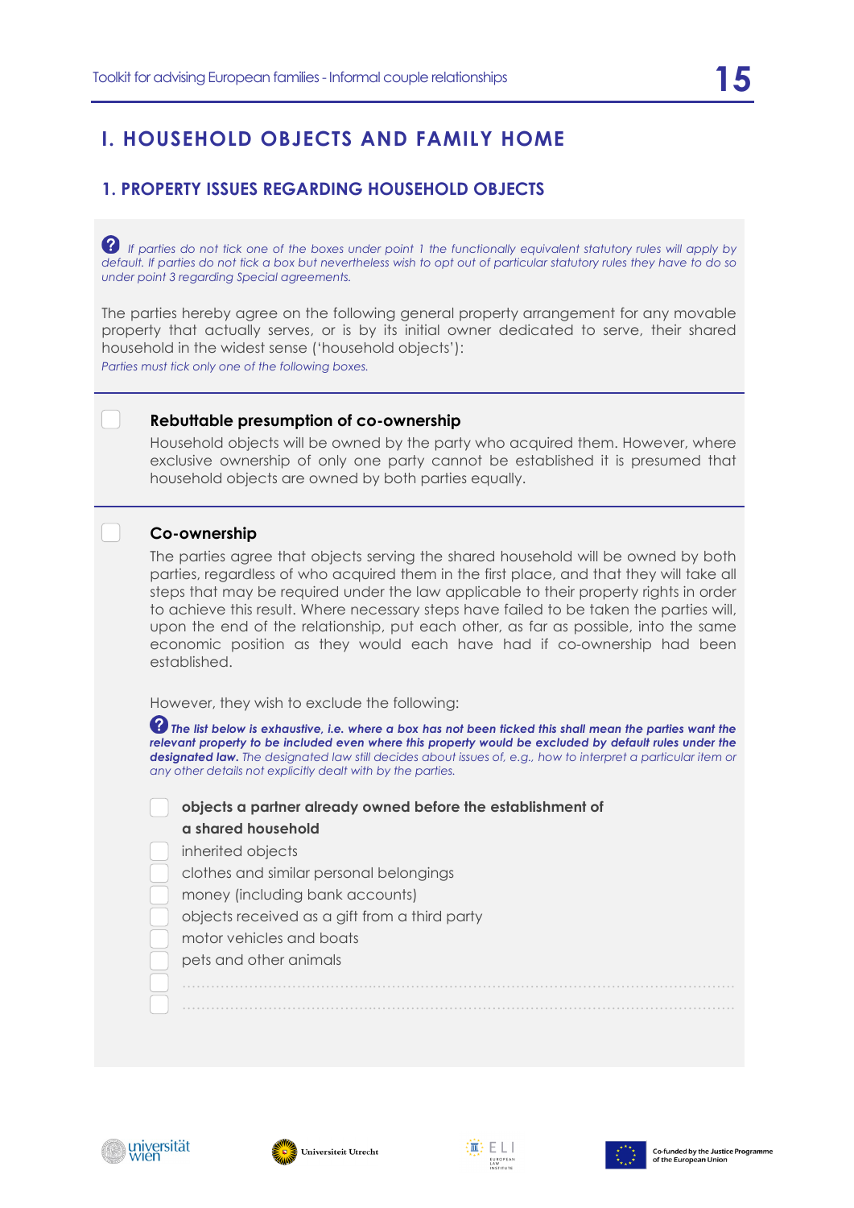# I. HOUSEHOLD OBJECTS AND FAMILY HOME

## 1. PROPERTY ISSUES REGARDING HOUSEHOLD OBJECTS

*If parties do not tick one of the boxes under point 1 the functionally equivalent statutory rules will apply by default. If parties do not tick a box but nevertheless wish to opt out of particular statutory rules they have to do so under point 3 regarding Special agreements.*

The parties hereby agree on the following general property arrangement for any movable property that actually serves, or is by its initial owner dedicated to serve, their shared household in the widest sense ('household objects'):

*Parties must tick only one of the following boxes.*

☐ **Rebuttable presumption of co-ownership**

Household objects will be owned by the party who acquired them. However, where exclusive ownership of only one party cannot be established it is presumed that household objects are owned by both parties equally.

☐ **Co-ownership**

The parties agree that objects serving the shared household will be owned by both parties, regardless of who acquired them in the first place, and that they will take all steps that may be required under the law applicable to their property rights in order to achieve this result. Where necessary steps have failed to be taken the parties will, upon the end of the relationship, put each other, as far as possible, into the same economic position as they would each have had if co-ownership had been established.

However, they wish to exclude the following:

***The list below is exhaustive, i.e. where a box has not been ticked this shall mean the parties want the relevant property to be included even where this property would be excluded by default rules under the designated law.*** *The designated law still decides about issues of, e.g., how to interpret a particular item or any other details not explicitly dealt with by the parties.*

- ☐ **objects a partner already owned before the establishment of a shared household**
- ☐ inherited objects
- ☐ clothes and similar personal belongings
- ☐ money (including bank accounts)
- ☐ objects received as a gift from a third party
- ☐ motor vehicles and boats
- ☐ pets and other animals
- ☐ ..........................................................................................
- ☐ ..........................................................................................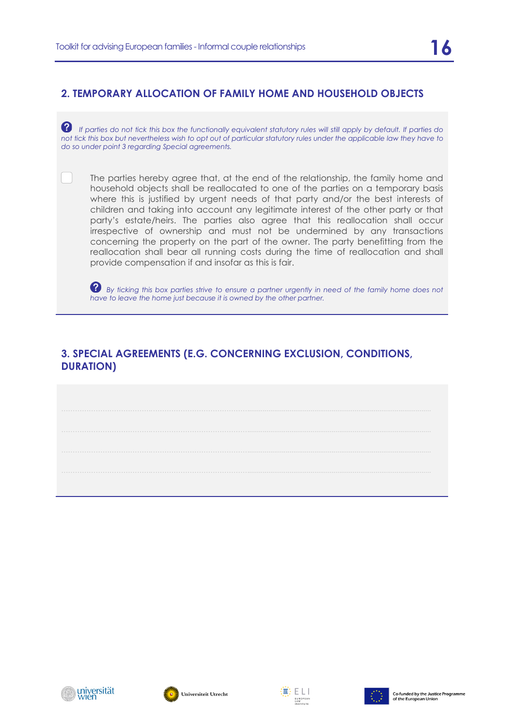## 2. TEMPORARY ALLOCATION OF FAMILY HOME AND HOUSEHOLD OBJECTS

*If parties do not tick this box the functionally equivalent statutory rules will still apply by default. If parties do not tick this box but nevertheless wish to opt out of particular statutory rules under the applicable law they have to do so under point 3 regarding Special agreements.*

☐ The parties hereby agree that, at the end of the relationship, the family home and household objects shall be reallocated to one of the parties on a temporary basis where this is justified by urgent needs of that party and/or the best interests of children and taking into account any legitimate interest of the other party or that party's estate/heirs. The parties also agree that this reallocation shall occur irrespective of ownership and must not be undermined by any transactions concerning the property on the part of the owner. The party benefitting from the reallocation shall bear all running costs during the time of reallocation and shall provide compensation if and insofar as this is fair.

*By ticking this box parties strive to ensure a partner urgently in need of the family home does not have to leave the home just because it is owned by the other partner.*

## 3. SPECIAL AGREEMENTS (E.G. CONCERNING EXCLUSION, CONDITIONS, DURATION)

..........................................................................................................................................

..........................................................................................................................................

..........................................................................................................................................

..........................................................................................................................................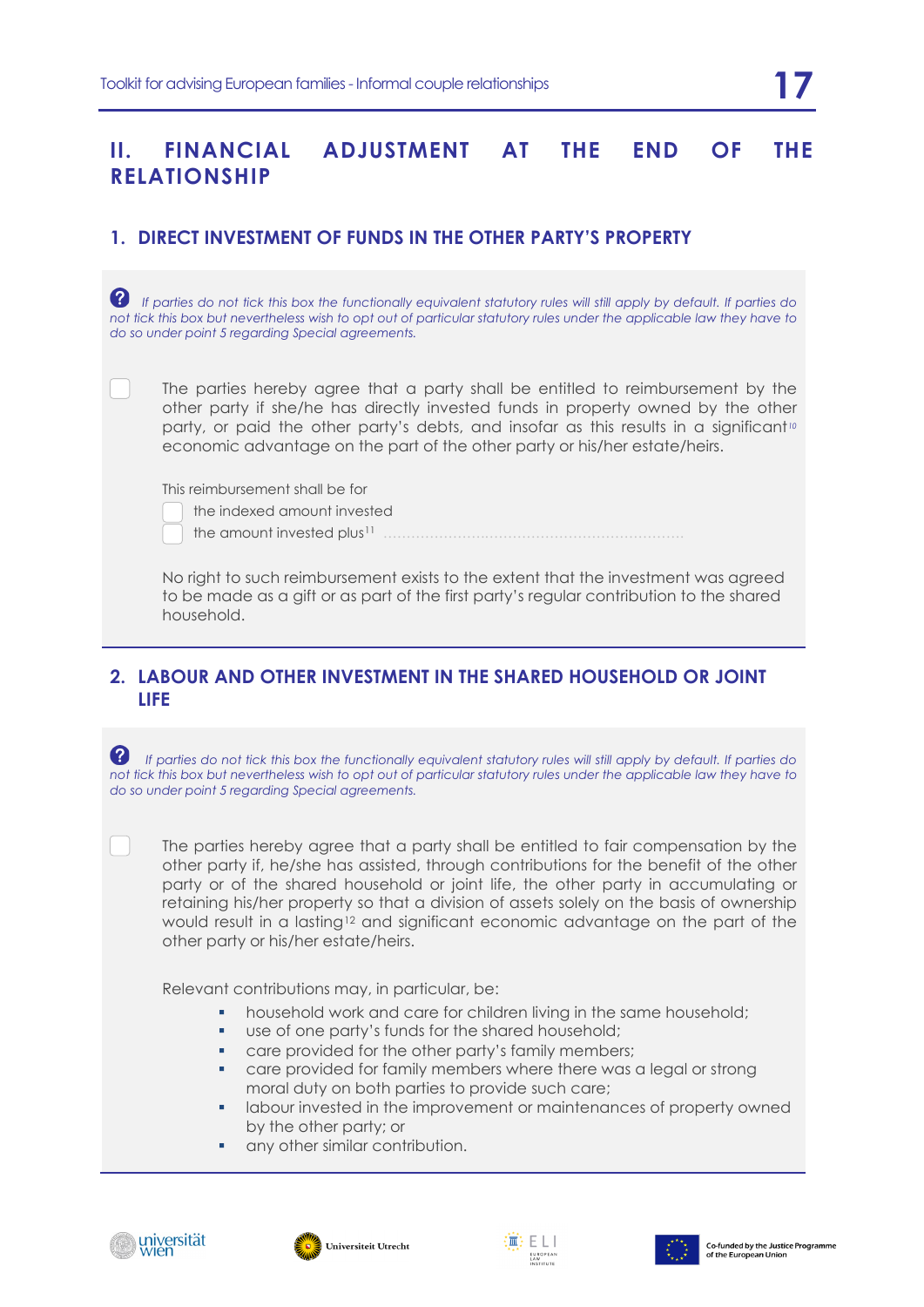## II. FINANCIAL ADJUSTMENT AT THE END OF THE RELATIONSHIP

### 1. DIRECT INVESTMENT OF FUNDS IN THE OTHER PARTY'S PROPERTY

*If parties do not tick this box the functionally equivalent statutory rules will still apply by default. If parties do not tick this box but nevertheless wish to opt out of particular statutory rules under the applicable law they have to do so under point 5 regarding Special agreements.*

☐ The parties hereby agree that a party shall be entitled to reimbursement by the other party if she/he has directly invested funds in property owned by the other party, or paid the other party's debts, and insofar as this results in a significant[10] economic advantage on the part of the other party or his/her estate/heirs.

This reimbursement shall be for

☐ the indexed amount invested

☐ the amount invested plus[11] ………………………………………………………………

No right to such reimbursement exists to the extent that the investment was agreed to be made as a gift or as part of the first party's regular contribution to the shared household.

### 2. LABOUR AND OTHER INVESTMENT IN THE SHARED HOUSEHOLD OR JOINT LIFE

*If parties do not tick this box the functionally equivalent statutory rules will still apply by default. If parties do not tick this box but nevertheless wish to opt out of particular statutory rules under the applicable law they have to do so under point 5 regarding Special agreements.*

☐ The parties hereby agree that a party shall be entitled to fair compensation by the other party if, he/she has assisted, through contributions for the benefit of the other party or of the shared household or joint life, the other party in accumulating or retaining his/her property so that a division of assets solely on the basis of ownership would result in a lasting[12] and significant economic advantage on the part of the other party or his/her estate/heirs.

Relevant contributions may, in particular, be:

- household work and care for children living in the same household;
- use of one party's funds for the shared household;
- care provided for the other party's family members;
- care provided for family members where there was a legal or strong moral duty on both parties to provide such care;
- labour invested in the improvement or maintenances of property owned by the other party; or
- any other similar contribution.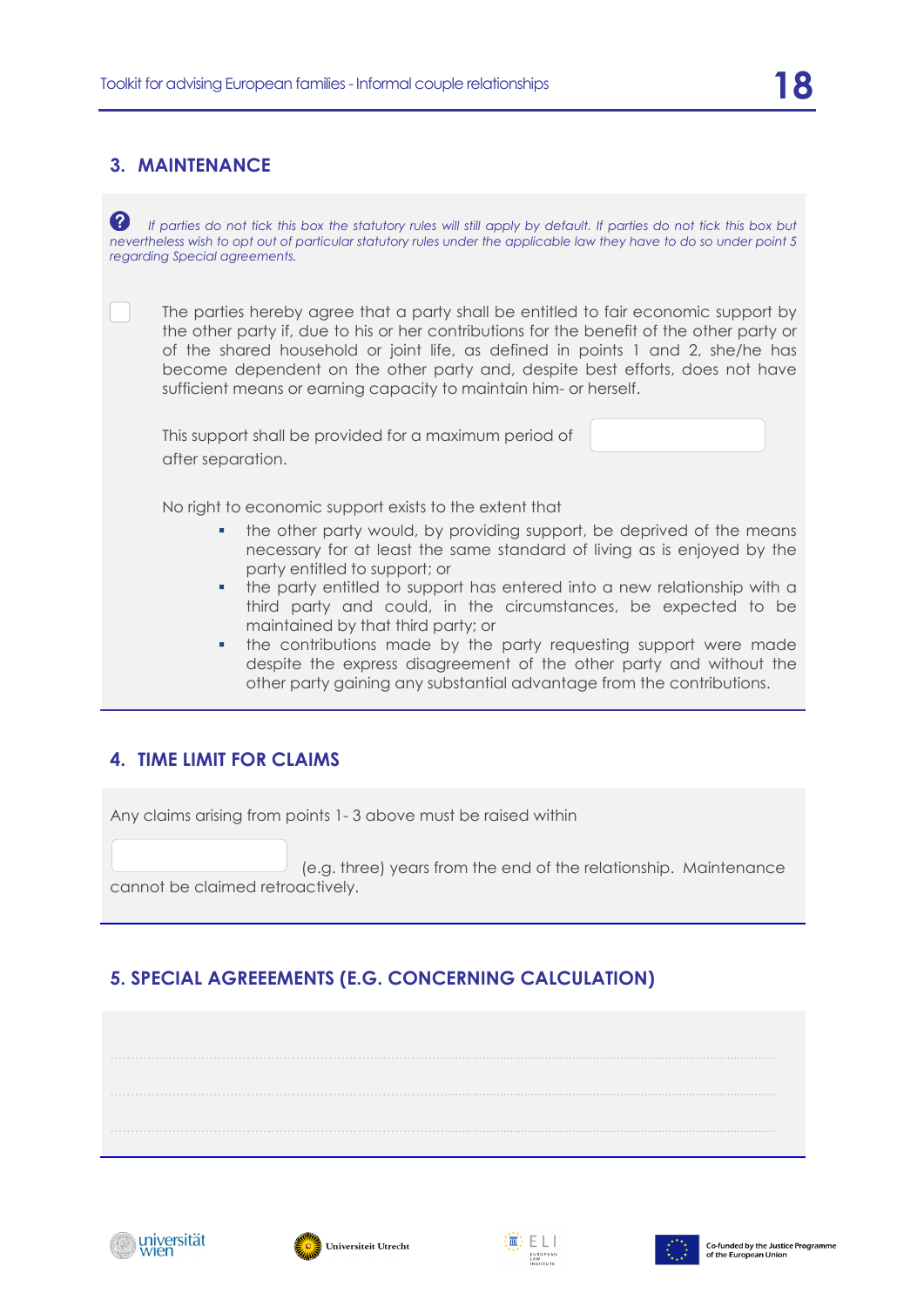## 3. MAINTENANCE

*If parties do not tick this box the statutory rules will still apply by default. If parties do not tick this box but nevertheless wish to opt out of particular statutory rules under the applicable law they have to do so under point 5 regarding Special agreements.*

☐ The parties hereby agree that a party shall be entitled to fair economic support by the other party if, due to his or her contributions for the benefit of the other party or of the shared household or joint life, as defined in points 1 and 2, she/he has become dependent on the other party and, despite best efforts, does not have sufficient means or earning capacity to maintain him- or herself.

This support shall be provided for a maximum period of ____________ after separation.

No right to economic support exists to the extent that

- the other party would, by providing support, be deprived of the means necessary for at least the same standard of living as is enjoyed by the party entitled to support; or
- the party entitled to support has entered into a new relationship with a third party and could, in the circumstances, be expected to be maintained by that third party; or
- the contributions made by the party requesting support were made despite the express disagreement of the other party and without the other party gaining any substantial advantage from the contributions.

## 4. TIME LIMIT FOR CLAIMS

Any claims arising from points 1- 3 above must be raised within

____________ (e.g. three) years from the end of the relationship. Maintenance cannot be claimed retroactively.

## 5. SPECIAL AGREEEMENTS (E.G. CONCERNING CALCULATION)

..............................................................................................................................................

..............................................................................................................................................

..............................................................................................................................................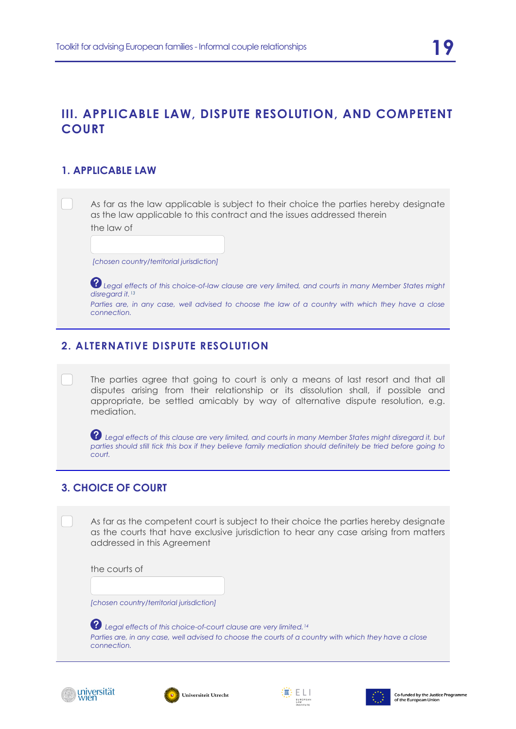## III. APPLICABLE LAW, DISPUTE RESOLUTION, AND COMPETENT COURT

### 1. APPLICABLE LAW

☐ As far as the law applicable is subject to their choice the parties hereby designate as the law applicable to this contract and the issues addressed therein

the law of

\_\_\_\_\_\_\_\_\_\_\_\_\_\_\_\_\_\_\_\_

*[chosen country/territorial jurisdiction]*

*Legal effects of this choice-of-law clause are very limited, and courts in many Member States might disregard it.*[13]
*Parties are, in any case, well advised to choose the law of a country with which they have a close connection.*

### 2. ALTERNATIVE DISPUTE RESOLUTION

☐ The parties agree that going to court is only a means of last resort and that all disputes arising from their relationship or its dissolution shall, if possible and appropriate, be settled amicably by way of alternative dispute resolution, e.g. mediation.

*Legal effects of this clause are very limited, and courts in many Member States might disregard it, but parties should still tick this box if they believe family mediation should definitely be tried before going to court.*

### 3. CHOICE OF COURT

☐ As far as the competent court is subject to their choice the parties hereby designate as the courts that have exclusive jurisdiction to hear any case arising from matters addressed in this Agreement

the courts of

\_\_\_\_\_\_\_\_\_\_\_\_\_\_\_\_\_\_\_\_

*[chosen country/territorial jurisdiction]*

*Legal effects of this choice-of-court clause are very limited.*[14]
*Parties are, in any case, well advised to choose the courts of a country with which they have a close connection.*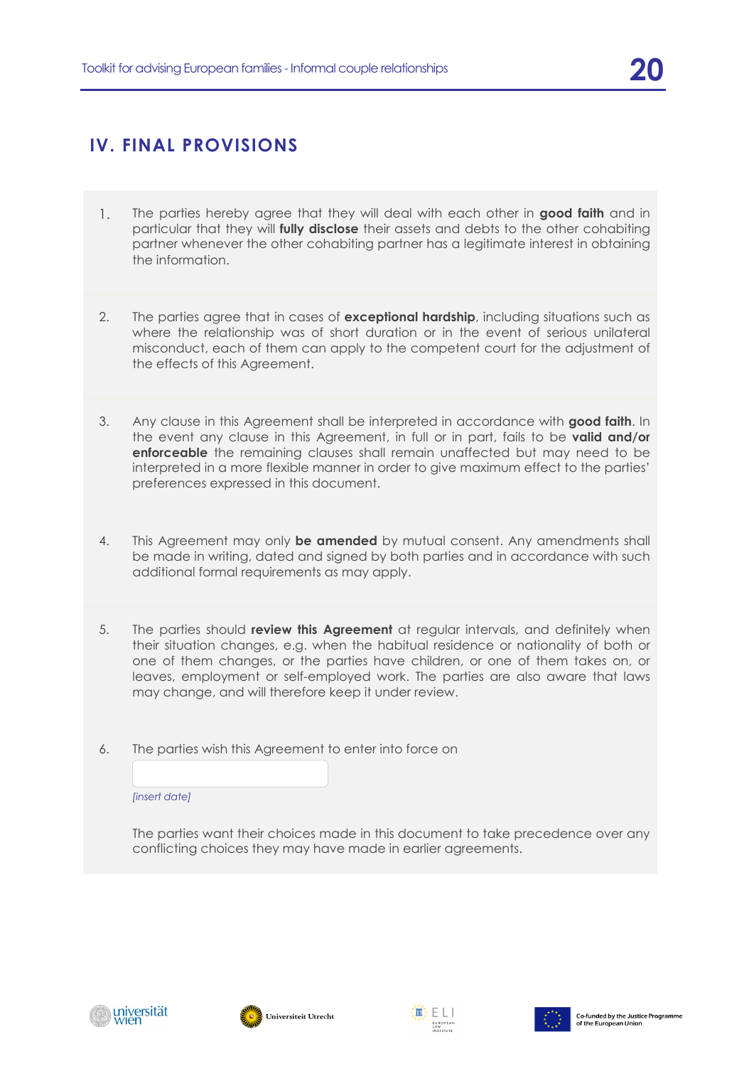## IV. FINAL PROVISIONS

1. The parties hereby agree that they will deal with each other in **good faith** and in particular that they will **fully disclose** their assets and debts to the other cohabiting partner whenever the other cohabiting partner has a legitimate interest in obtaining the information.

2. The parties agree that in cases of **exceptional hardship**, including situations such as where the relationship was of short duration or in the event of serious unilateral misconduct, each of them can apply to the competent court for the adjustment of the effects of this Agreement.

3. Any clause in this Agreement shall be interpreted in accordance with **good faith**. In the event any clause in this Agreement, in full or in part, fails to be **valid and/or enforceable** the remaining clauses shall remain unaffected but may need to be interpreted in a more flexible manner in order to give maximum effect to the parties' preferences expressed in this document.

4. This Agreement may only **be amended** by mutual consent. Any amendments shall be made in writing, dated and signed by both parties and in accordance with such additional formal requirements as may apply.

5. The parties should **review this Agreement** at regular intervals, and definitely when their situation changes, e.g. when the habitual residence or nationality of both or one of them changes, or the parties have children, or one of them takes on, or leaves, employment or self-employed work. The parties are also aware that laws may change, and will therefore keep it under review.

6. The parties wish this Agreement to enter into force on

   *[insert date]*

   The parties want their choices made in this document to take precedence over any conflicting choices they may have made in earlier agreements.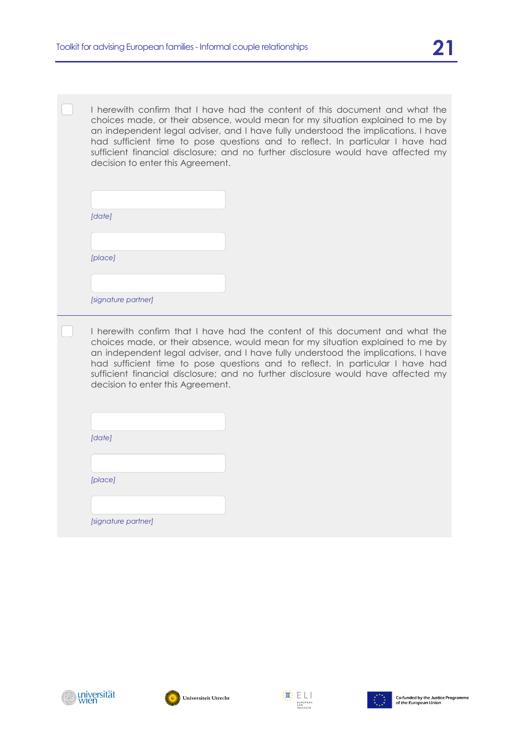- [ ] I herewith confirm that I have had the content of this document and what the choices made, or their absence, would mean for my situation explained to me by an independent legal adviser, and I have fully understood the implications. I have had sufficient time to pose questions and to reflect. In particular I have had sufficient financial disclosure; and no further disclosure would have affected my decision to enter this Agreement.

*[date]*

*[place]*

*[signature partner]*

---

- [ ] I herewith confirm that I have had the content of this document and what the choices made, or their absence, would mean for my situation explained to me by an independent legal adviser, and I have fully understood the implications. I have had sufficient time to pose questions and to reflect. In particular I have had sufficient financial disclosure; and no further disclosure would have affected my decision to enter this Agreement.

*[date]*

*[place]*

*[signature partner]*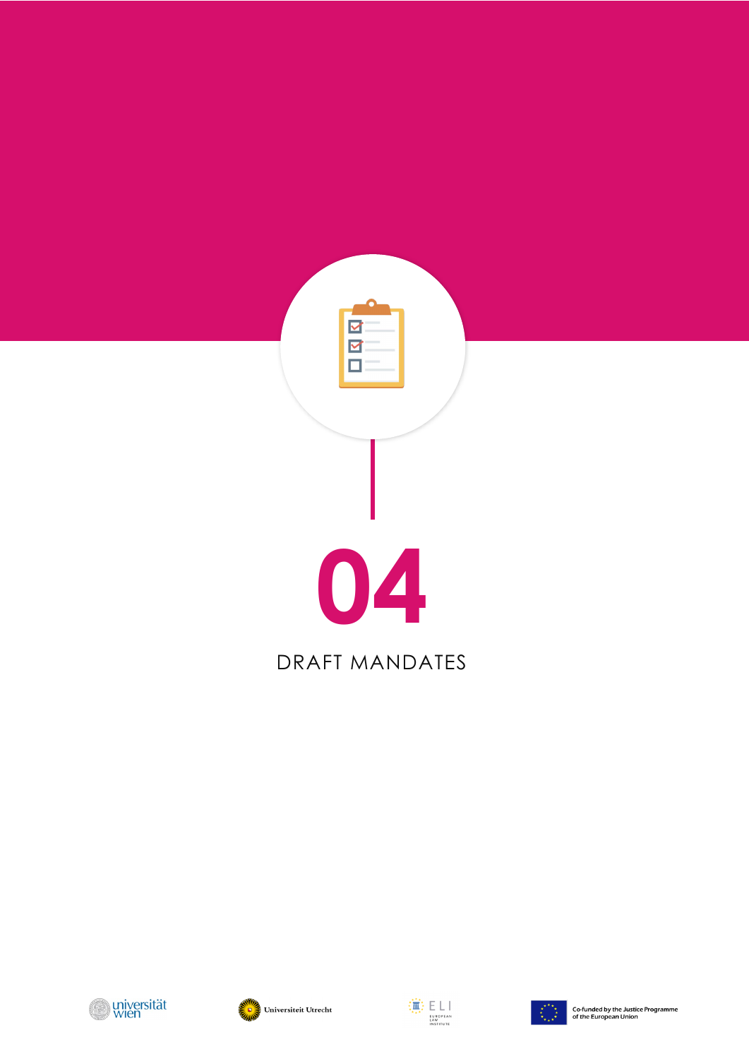# 04

## DRAFT MANDATES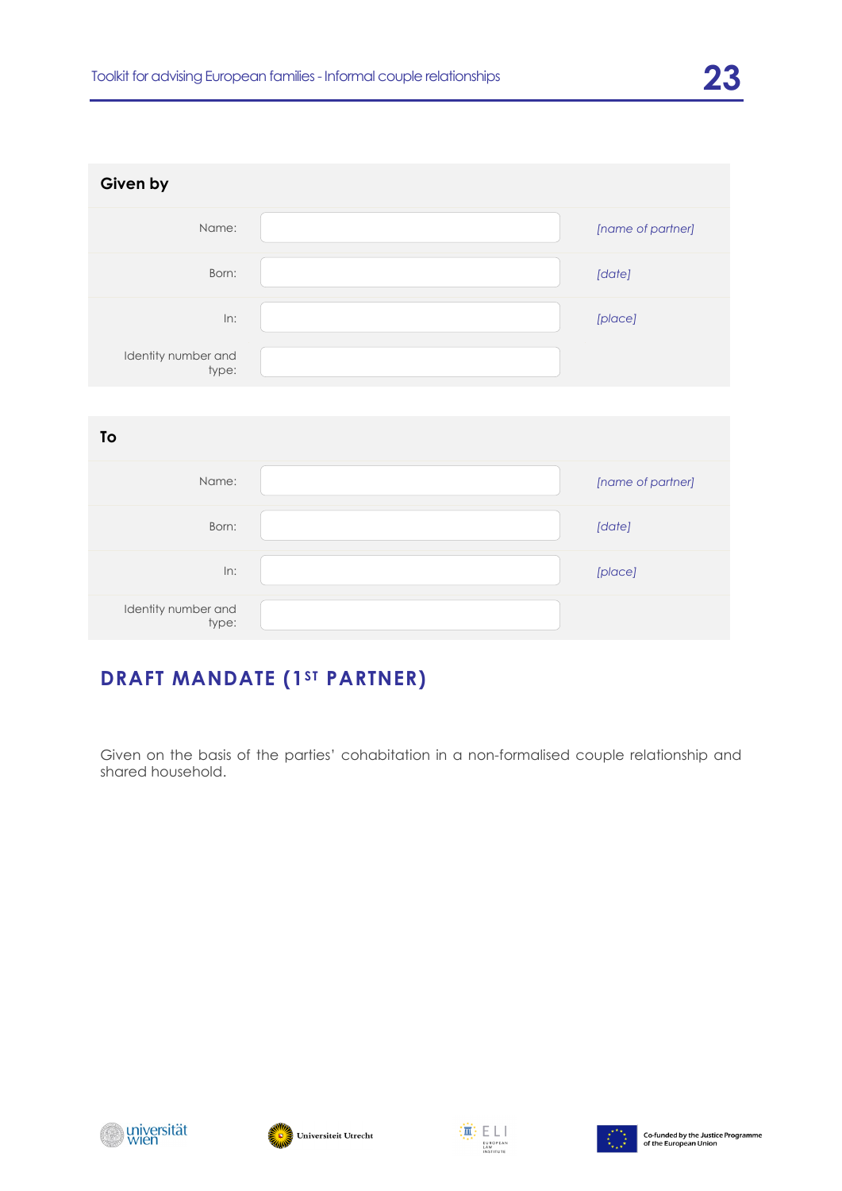**Given by**

| | | |
|---|---|---|
| Name: | | *[name of partner]* |
| Born: | | *[date]* |
| In: | | *[place]* |
| Identity number and type: | | |

**To**

| | | |
|---|---|---|
| Name: | | *[name of partner]* |
| Born: | | *[date]* |
| In: | | *[place]* |
| Identity number and type: | | |

## DRAFT MANDATE (1ST PARTNER)

Given on the basis of the parties' cohabitation in a non-formalised couple relationship and shared household.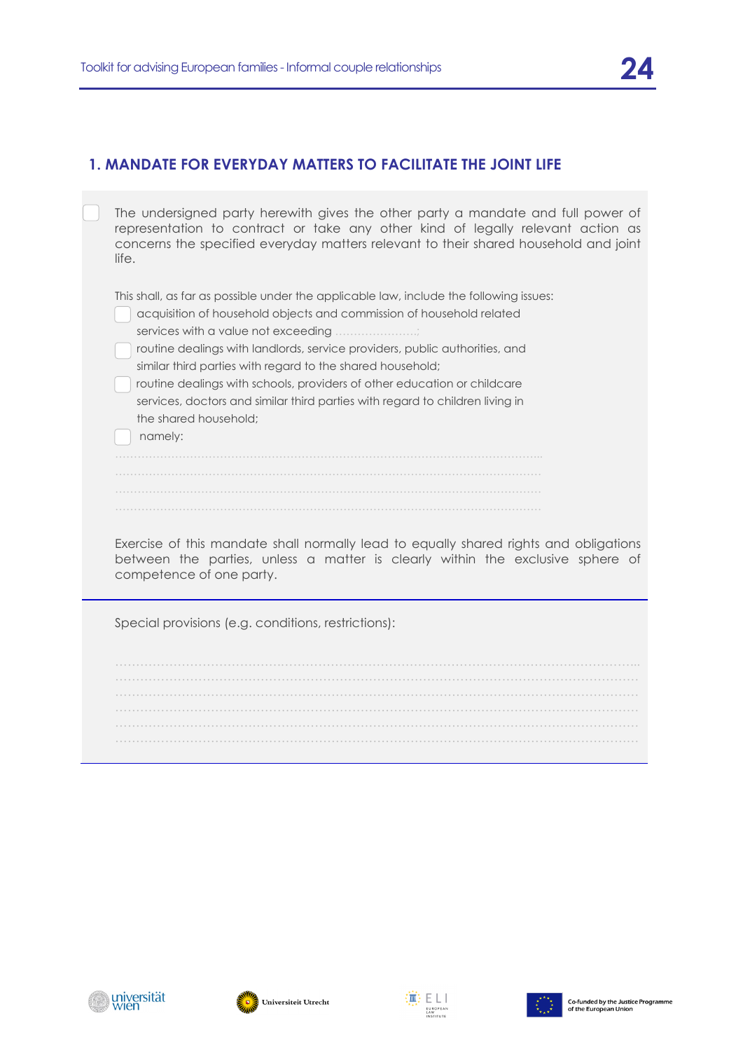## 1. MANDATE FOR EVERYDAY MATTERS TO FACILITATE THE JOINT LIFE

☐ The undersigned party herewith gives the other party a mandate and full power of representation to contract or take any other kind of legally relevant action as concerns the specified everyday matters relevant to their shared household and joint life.

This shall, as far as possible under the applicable law, include the following issues:

- ☐ acquisition of household objects and commission of household related services with a value not exceeding ......................;
- ☐ routine dealings with landlords, service providers, public authorities, and similar third parties with regard to the shared household;
- ☐ routine dealings with schools, providers of other education or childcare services, doctors and similar third parties with regard to children living in the shared household;
- ☐ namely:

..........................................................................................................

..........................................................................................................

..........................................................................................................

..........................................................................................................

Exercise of this mandate shall normally lead to equally shared rights and obligations between the parties, unless a matter is clearly within the exclusive sphere of competence of one party.

Special provisions (e.g. conditions, restrictions):

..........................................................................................................

..........................................................................................................

..........................................................................................................

..........................................................................................................

..........................................................................................................

..........................................................................................................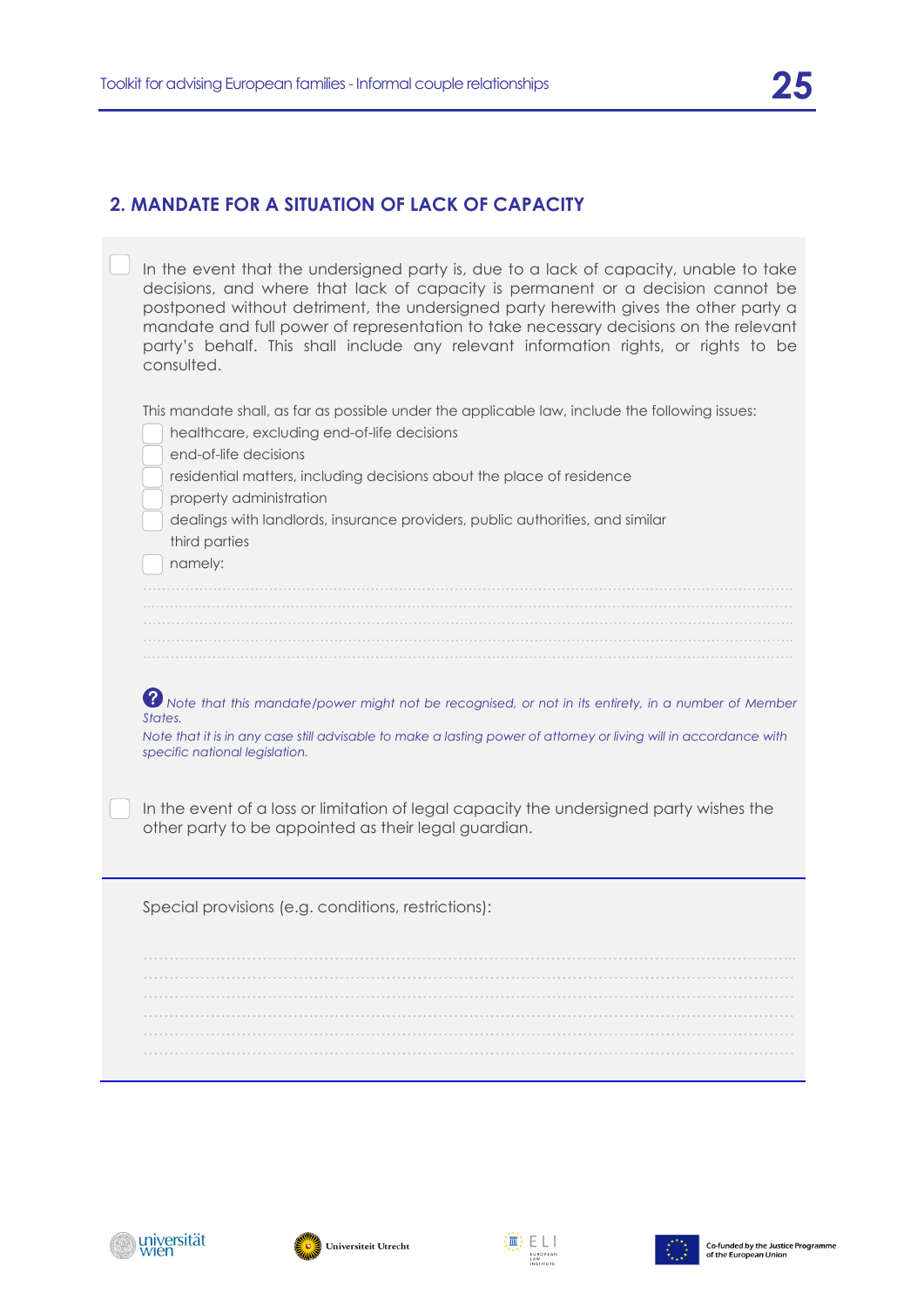## 2. MANDATE FOR A SITUATION OF LACK OF CAPACITY

☐ In the event that the undersigned party is, due to a lack of capacity, unable to take decisions, and where that lack of capacity is permanent or a decision cannot be postponed without detriment, the undersigned party herewith gives the other party a mandate and full power of representation to take necessary decisions on the relevant party's behalf. This shall include any relevant information rights, or rights to be consulted.

This mandate shall, as far as possible under the applicable law, include the following issues:

- ☐ healthcare, excluding end-of-life decisions
- ☐ end-of-life decisions
- ☐ residential matters, including decisions about the place of residence
- ☐ property administration
- ☐ dealings with landlords, insurance providers, public authorities, and similar third parties
- ☐ namely:

.....................................................................................................................................

.....................................................................................................................................

.....................................................................................................................................

.....................................................................................................................................

.....................................................................................................................................

*Note that this mandate/power might not be recognised, or not in its entirety, in a number of Member States.*

*Note that it is in any case still advisable to make a lasting power of attorney or living will in accordance with specific national legislation.*

☐ In the event of a loss or limitation of legal capacity the undersigned party wishes the other party to be appointed as their legal guardian.

Special provisions (e.g. conditions, restrictions):

.....................................................................................................................................

.....................................................................................................................................

.....................................................................................................................................

.....................................................................................................................................

.....................................................................................................................................

.....................................................................................................................................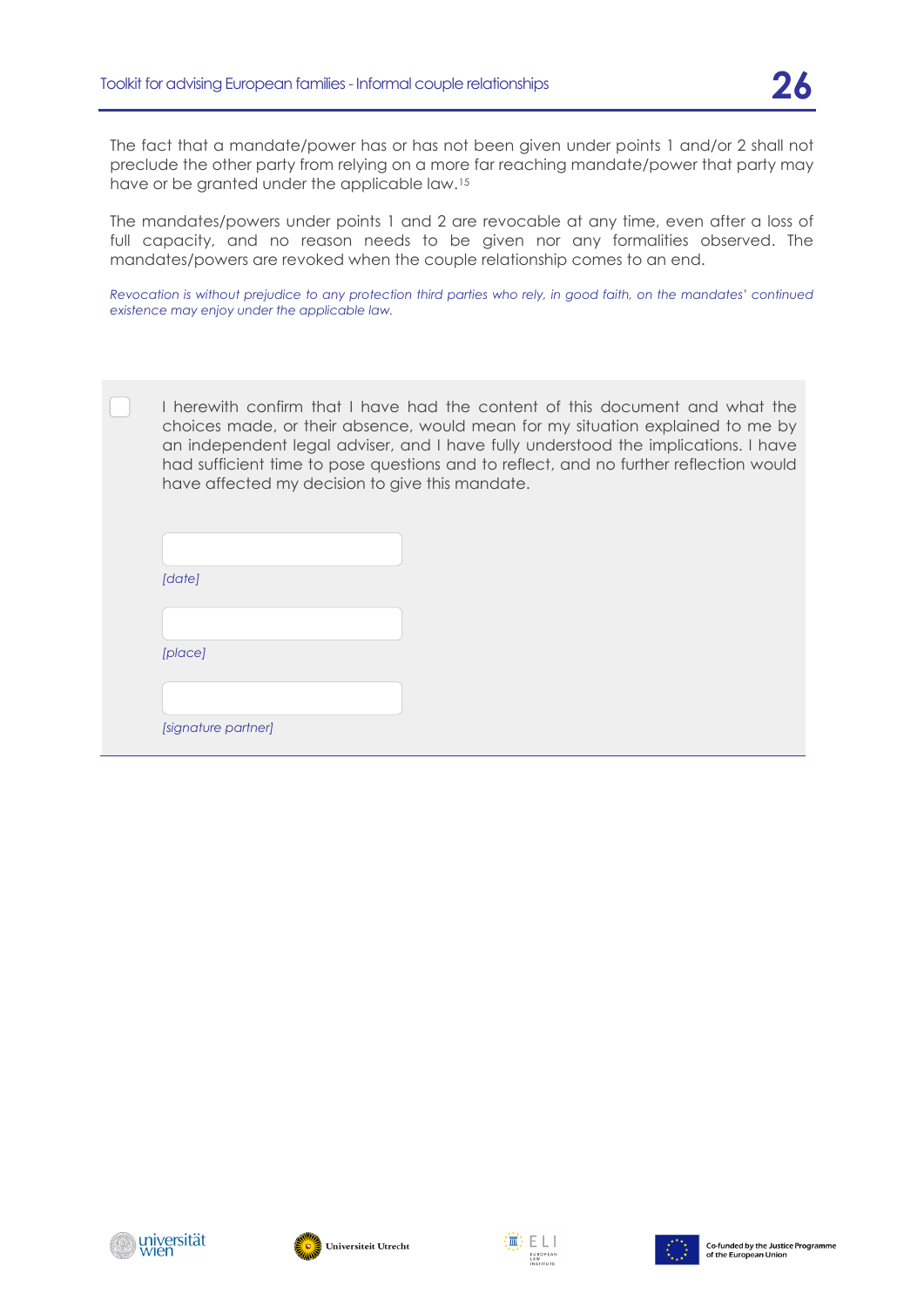The fact that a mandate/power has or has not been given under points 1 and/or 2 shall not preclude the other party from relying on a more far reaching mandate/power that party may have or be granted under the applicable law.[15]

The mandates/powers under points 1 and 2 are revocable at any time, even after a loss of full capacity, and no reason needs to be given nor any formalities observed. The mandates/powers are revoked when the couple relationship comes to an end.

*Revocation is without prejudice to any protection third parties who rely, in good faith, on the mandates' continued existence may enjoy under the applicable law.*

☐ I herewith confirm that I have had the content of this document and what the choices made, or their absence, would mean for my situation explained to me by an independent legal adviser, and I have fully understood the implications. I have had sufficient time to pose questions and to reflect, and no further reflection would have affected my decision to give this mandate.

*[date]*

*[place]*

*[signature partner]*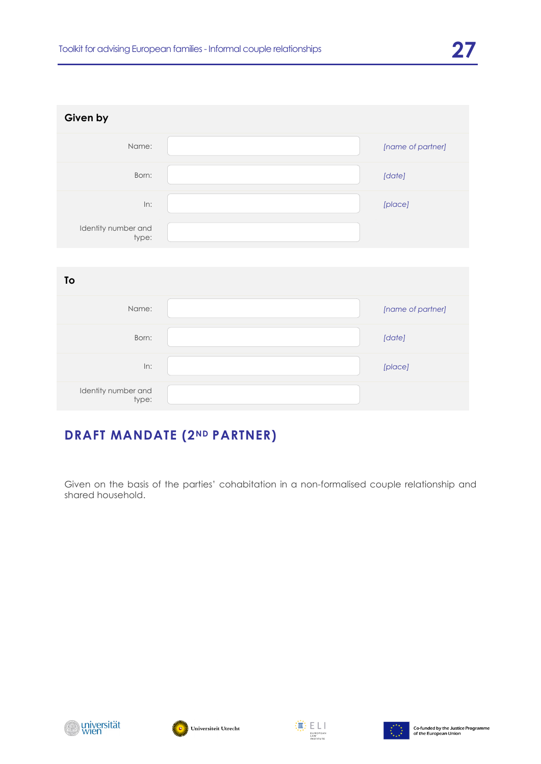**Given by**

| | | |
|---|---|---|
| Name: | | *[name of partner]* |
| Born: | | *[date]* |
| In: | | *[place]* |
| Identity number and type: | | |

**To**

| | | |
|---|---|---|
| Name: | | *[name of partner]* |
| Born: | | *[date]* |
| In: | | *[place]* |
| Identity number and type: | | |

## DRAFT MANDATE (2ND PARTNER)

Given on the basis of the parties' cohabitation in a non-formalised couple relationship and shared household.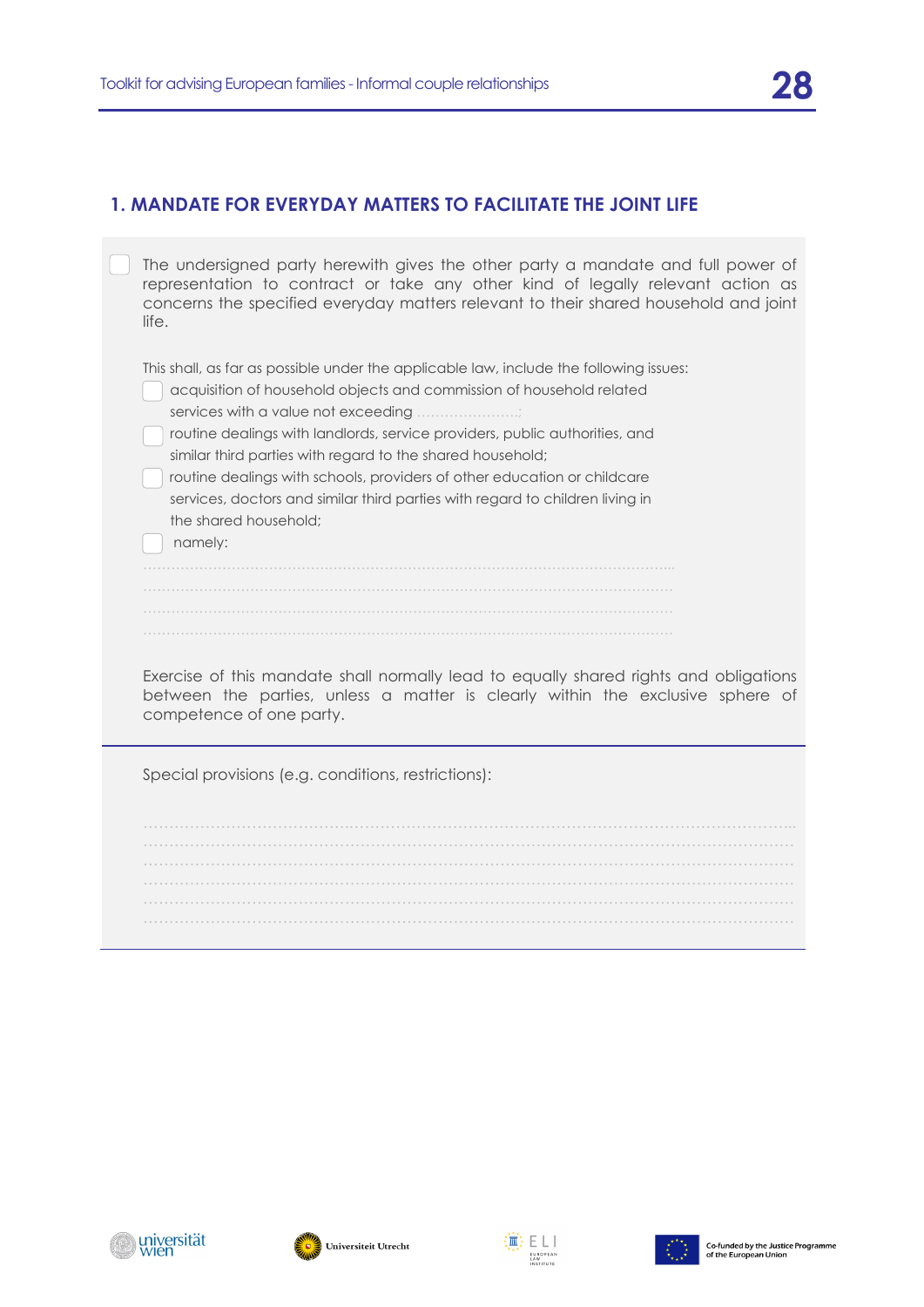## 1. MANDATE FOR EVERYDAY MATTERS TO FACILITATE THE JOINT LIFE

☐ The undersigned party herewith gives the other party a mandate and full power of representation to contract or take any other kind of legally relevant action as concerns the specified everyday matters relevant to their shared household and joint life.

This shall, as far as possible under the applicable law, include the following issues:

- ☐ acquisition of household objects and commission of household related services with a value not exceeding ......................;
- ☐ routine dealings with landlords, service providers, public authorities, and similar third parties with regard to the shared household;
- ☐ routine dealings with schools, providers of other education or childcare services, doctors and similar third parties with regard to children living in the shared household;
- ☐ namely:

................................................................................................................................

................................................................................................................................

................................................................................................................................

................................................................................................................................

Exercise of this mandate shall normally lead to equally shared rights and obligations between the parties, unless a matter is clearly within the exclusive sphere of competence of one party.

---

Special provisions (e.g. conditions, restrictions):

................................................................................................................................

................................................................................................................................

................................................................................................................................

................................................................................................................................

................................................................................................................................

................................................................................................................................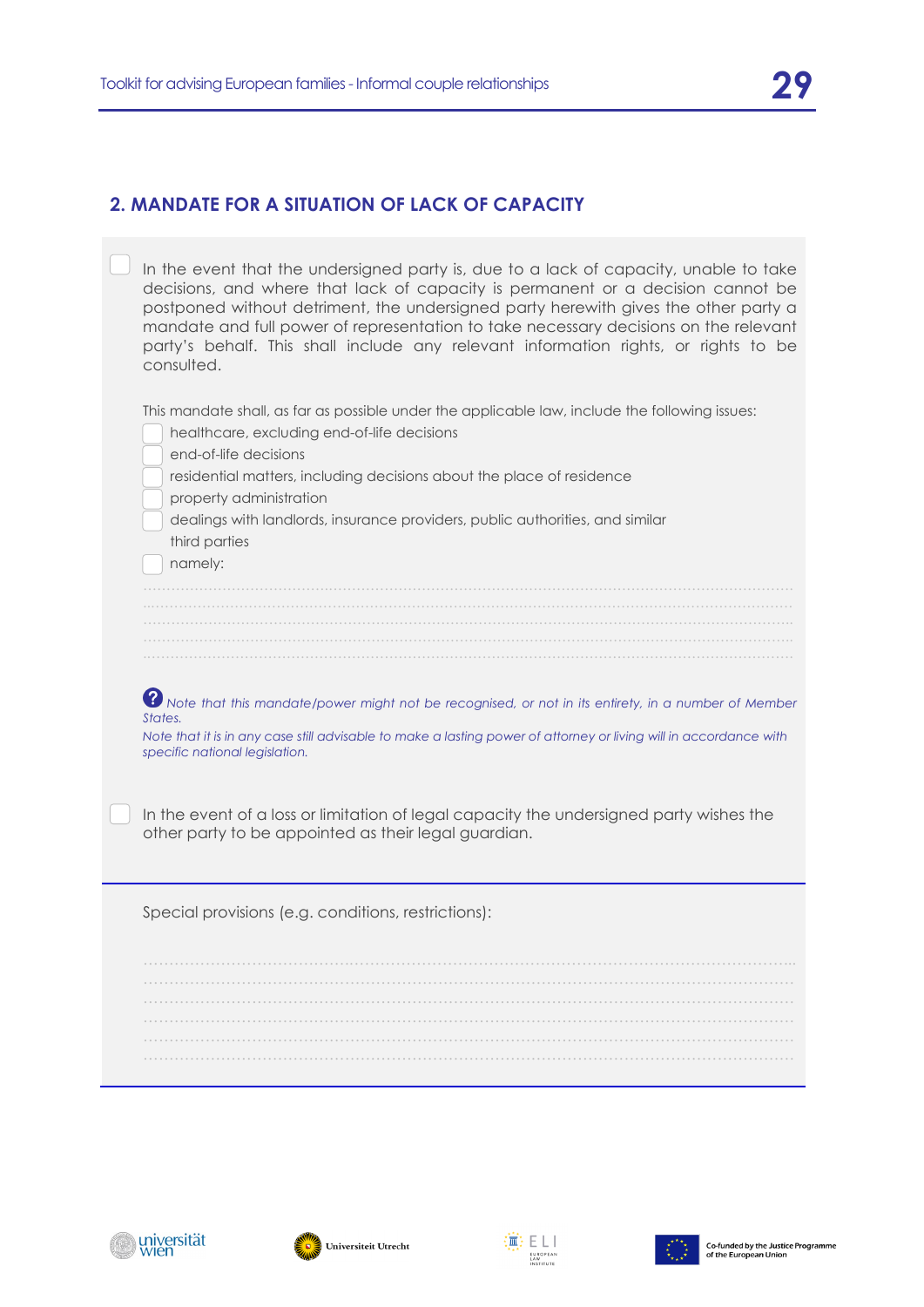## 2. MANDATE FOR A SITUATION OF LACK OF CAPACITY

☐ In the event that the undersigned party is, due to a lack of capacity, unable to take decisions, and where that lack of capacity is permanent or a decision cannot be postponed without detriment, the undersigned party herewith gives the other party a mandate and full power of representation to take necessary decisions on the relevant party's behalf. This shall include any relevant information rights, or rights to be consulted.

This mandate shall, as far as possible under the applicable law, include the following issues:

- ☐ healthcare, excluding end-of-life decisions
- ☐ end-of-life decisions
- ☐ residential matters, including decisions about the place of residence
- ☐ property administration
- ☐ dealings with landlords, insurance providers, public authorities, and similar third parties
- ☐ namely:

..............................................................................................................................................................

..............................................................................................................................................................

..............................................................................................................................................................

..............................................................................................................................................................

..............................................................................................................................................................

*Note that this mandate/power might not be recognised, or not in its entirety, in a number of Member States.*

*Note that it is in any case still advisable to make a lasting power of attorney or living will in accordance with specific national legislation.*

☐ In the event of a loss or limitation of legal capacity the undersigned party wishes the other party to be appointed as their legal guardian.

Special provisions (e.g. conditions, restrictions):

..............................................................................................................................................................

..............................................................................................................................................................

..............................................................................................................................................................

..............................................................................................................................................................

..............................................................................................................................................................

..............................................................................................................................................................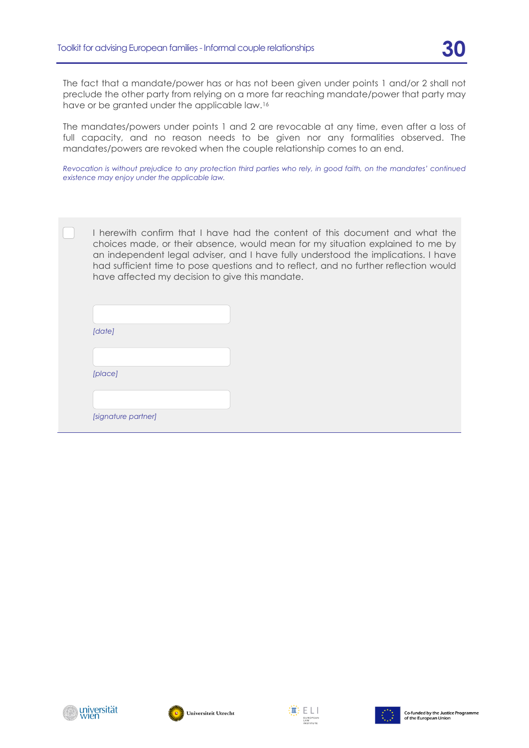The fact that a mandate/power has or has not been given under points 1 and/or 2 shall not preclude the other party from relying on a more far reaching mandate/power that party may have or be granted under the applicable law.[16]

The mandates/powers under points 1 and 2 are revocable at any time, even after a loss of full capacity, and no reason needs to be given nor any formalities observed. The mandates/powers are revoked when the couple relationship comes to an end.

*Revocation is without prejudice to any protection third parties who rely, in good faith, on the mandates' continued existence may enjoy under the applicable law.*

☐ I herewith confirm that I have had the content of this document and what the choices made, or their absence, would mean for my situation explained to me by an independent legal adviser, and I have fully understood the implications. I have had sufficient time to pose questions and to reflect, and no further reflection would have affected my decision to give this mandate.

*[date]*

*[place]*

*[signature partner]*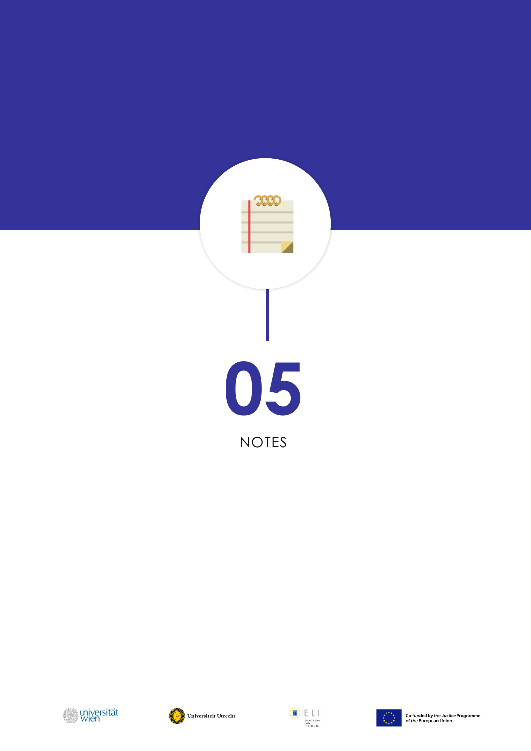# 05

## NOTES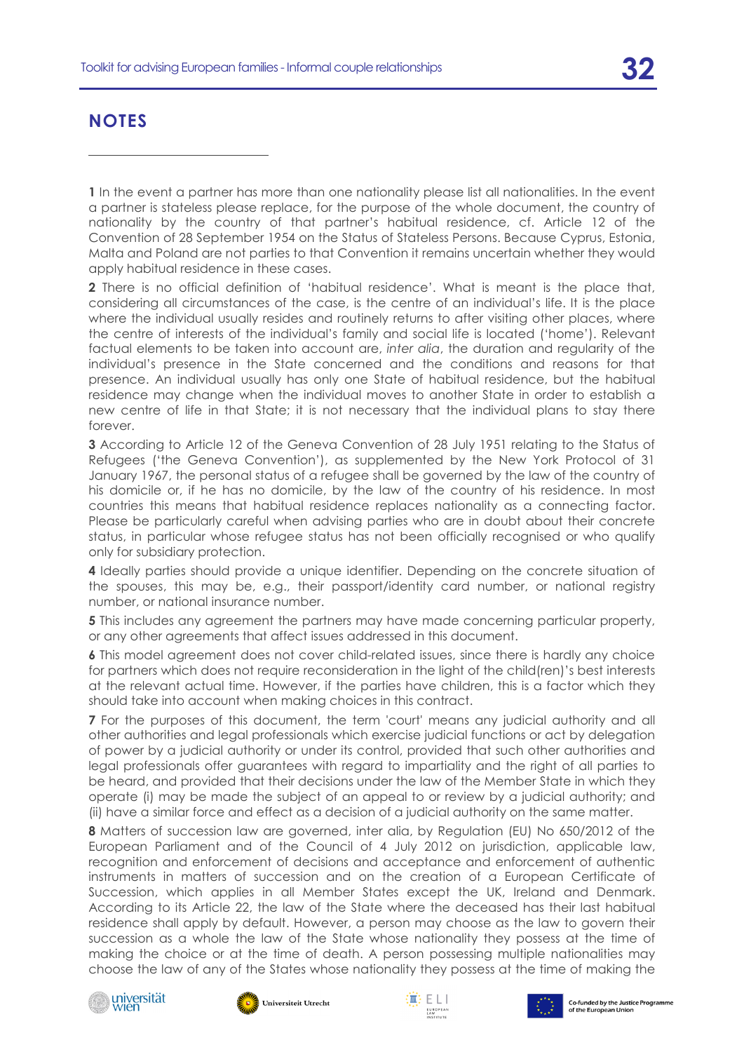## NOTES

**1** In the event a partner has more than one nationality please list all nationalities. In the event a partner is stateless please replace, for the purpose of the whole document, the country of nationality by the country of that partner's habitual residence, cf. Article 12 of the Convention of 28 September 1954 on the Status of Stateless Persons. Because Cyprus, Estonia, Malta and Poland are not parties to that Convention it remains uncertain whether they would apply habitual residence in these cases.

**2** There is no official definition of 'habitual residence'. What is meant is the place that, considering all circumstances of the case, is the centre of an individual's life. It is the place where the individual usually resides and routinely returns to after visiting other places, where the centre of interests of the individual's family and social life is located ('home'). Relevant factual elements to be taken into account are, *inter alia*, the duration and regularity of the individual's presence in the State concerned and the conditions and reasons for that presence. An individual usually has only one State of habitual residence, but the habitual residence may change when the individual moves to another State in order to establish a new centre of life in that State; it is not necessary that the individual plans to stay there forever.

**3** According to Article 12 of the Geneva Convention of 28 July 1951 relating to the Status of Refugees ('the Geneva Convention'), as supplemented by the New York Protocol of 31 January 1967, the personal status of a refugee shall be governed by the law of the country of his domicile or, if he has no domicile, by the law of the country of his residence. In most countries this means that habitual residence replaces nationality as a connecting factor. Please be particularly careful when advising parties who are in doubt about their concrete status, in particular whose refugee status has not been officially recognised or who qualify only for subsidiary protection.

**4** Ideally parties should provide a unique identifier. Depending on the concrete situation of the spouses, this may be, e.g., their passport/identity card number, or national registry number, or national insurance number.

**5** This includes any agreement the partners may have made concerning particular property, or any other agreements that affect issues addressed in this document.

**6** This model agreement does not cover child-related issues, since there is hardly any choice for partners which does not require reconsideration in the light of the child(ren)'s best interests at the relevant actual time. However, if the parties have children, this is a factor which they should take into account when making choices in this contract.

**7** For the purposes of this document, the term 'court' means any judicial authority and all other authorities and legal professionals which exercise judicial functions or act by delegation of power by a judicial authority or under its control, provided that such other authorities and legal professionals offer guarantees with regard to impartiality and the right of all parties to be heard, and provided that their decisions under the law of the Member State in which they operate (i) may be made the subject of an appeal to or review by a judicial authority; and (ii) have a similar force and effect as a decision of a judicial authority on the same matter.

**8** Matters of succession law are governed, inter alia, by Regulation (EU) No 650/2012 of the European Parliament and of the Council of 4 July 2012 on jurisdiction, applicable law, recognition and enforcement of decisions and acceptance and enforcement of authentic instruments in matters of succession and on the creation of a European Certificate of Succession, which applies in all Member States except the UK, Ireland and Denmark. According to its Article 22, the law of the State where the deceased has their last habitual residence shall apply by default. However, a person may choose as the law to govern their succession as a whole the law of the State whose nationality they possess at the time of making the choice or at the time of death. A person possessing multiple nationalities may choose the law of any of the States whose nationality they possess at the time of making the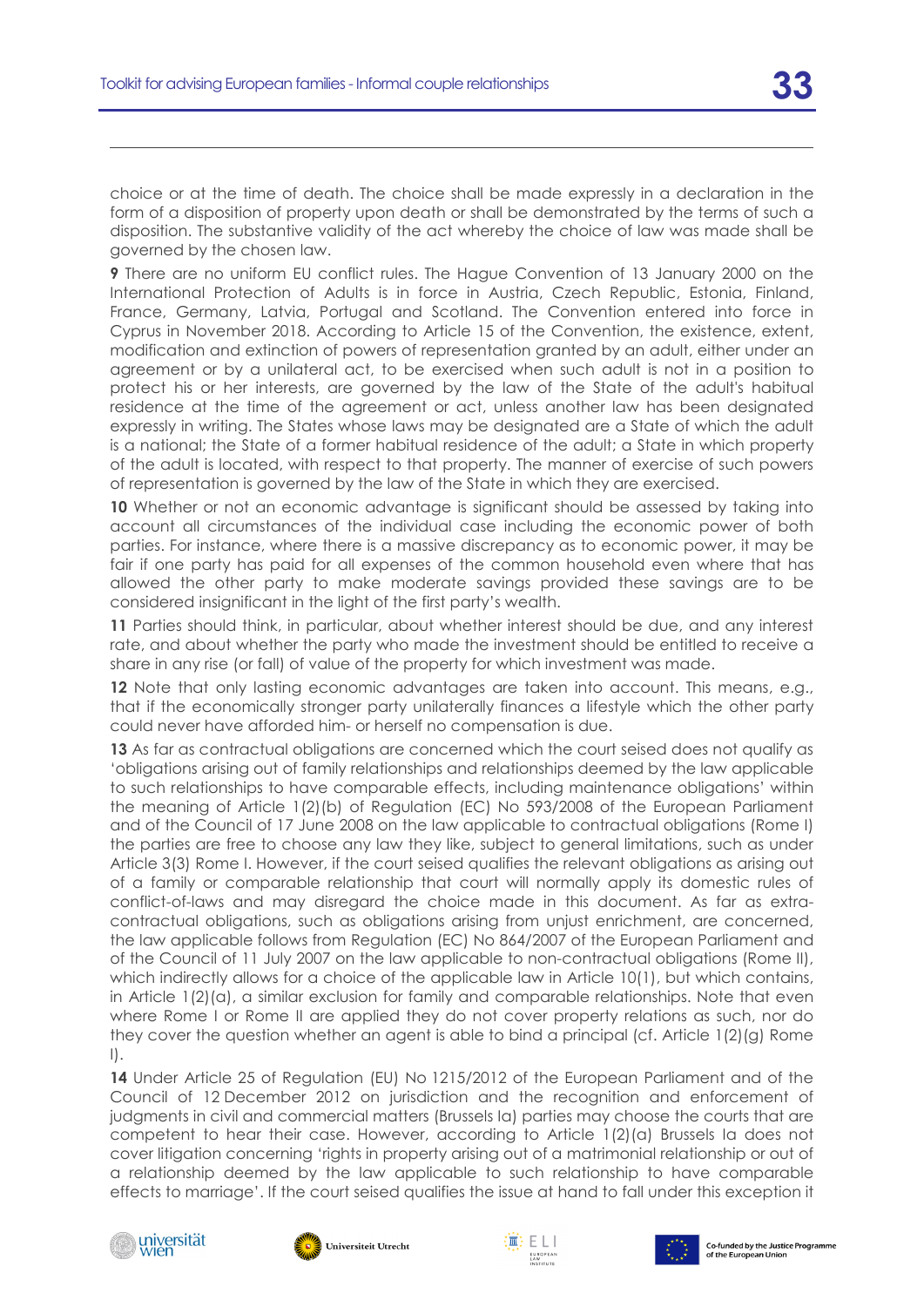choice or at the time of death. The choice shall be made expressly in a declaration in the form of a disposition of property upon death or shall be demonstrated by the terms of such a disposition. The substantive validity of the act whereby the choice of law was made shall be governed by the chosen law.

**9** There are no uniform EU conflict rules. The Hague Convention of 13 January 2000 on the International Protection of Adults is in force in Austria, Czech Republic, Estonia, Finland, France, Germany, Latvia, Portugal and Scotland. The Convention entered into force in Cyprus in November 2018. According to Article 15 of the Convention, the existence, extent, modification and extinction of powers of representation granted by an adult, either under an agreement or by a unilateral act, to be exercised when such adult is not in a position to protect his or her interests, are governed by the law of the State of the adult's habitual residence at the time of the agreement or act, unless another law has been designated expressly in writing. The States whose laws may be designated are a State of which the adult is a national; the State of a former habitual residence of the adult; a State in which property of the adult is located, with respect to that property. The manner of exercise of such powers of representation is governed by the law of the State in which they are exercised.

**10** Whether or not an economic advantage is significant should be assessed by taking into account all circumstances of the individual case including the economic power of both parties. For instance, where there is a massive discrepancy as to economic power, it may be fair if one party has paid for all expenses of the common household even where that has allowed the other party to make moderate savings provided these savings are to be considered insignificant in the light of the first party's wealth.

**11** Parties should think, in particular, about whether interest should be due, and any interest rate, and about whether the party who made the investment should be entitled to receive a share in any rise (or fall) of value of the property for which investment was made.

**12** Note that only lasting economic advantages are taken into account. This means, e.g., that if the economically stronger party unilaterally finances a lifestyle which the other party could never have afforded him- or herself no compensation is due.

**13** As far as contractual obligations are concerned which the court seised does not qualify as 'obligations arising out of family relationships and relationships deemed by the law applicable to such relationships to have comparable effects, including maintenance obligations' within the meaning of Article 1(2)(b) of Regulation (EC) No 593/2008 of the European Parliament and of the Council of 17 June 2008 on the law applicable to contractual obligations (Rome I) the parties are free to choose any law they like, subject to general limitations, such as under Article 3(3) Rome I. However, if the court seised qualifies the relevant obligations as arising out of a family or comparable relationship that court will normally apply its domestic rules of conflict-of-laws and may disregard the choice made in this document. As far as extra-contractual obligations, such as obligations arising from unjust enrichment, are concerned, the law applicable follows from Regulation (EC) No 864/2007 of the European Parliament and of the Council of 11 July 2007 on the law applicable to non-contractual obligations (Rome II), which indirectly allows for a choice of the applicable law in Article 10(1), but which contains, in Article 1(2)(a), a similar exclusion for family and comparable relationships. Note that even where Rome I or Rome II are applied they do not cover property relations as such, nor do they cover the question whether an agent is able to bind a principal (cf. Article 1(2)(g) Rome I).

**14** Under Article 25 of Regulation (EU) No 1215/2012 of the European Parliament and of the Council of 12 December 2012 on jurisdiction and the recognition and enforcement of judgments in civil and commercial matters (Brussels Ia) parties may choose the courts that are competent to hear their case. However, according to Article 1(2)(a) Brussels Ia does not cover litigation concerning 'rights in property arising out of a matrimonial relationship or out of a relationship deemed by the law applicable to such relationship to have comparable effects to marriage'. If the court seised qualifies the issue at hand to fall under this exception it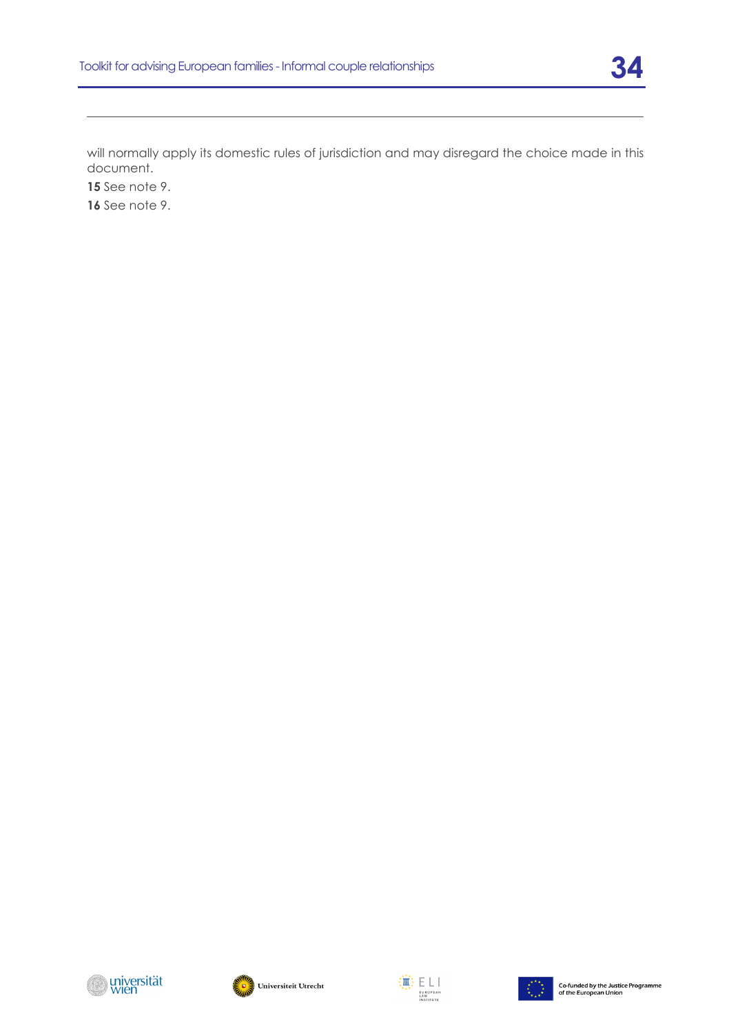will normally apply its domestic rules of jurisdiction and may disregard the choice made in this document.

**15** See note 9.

**16** See note 9.